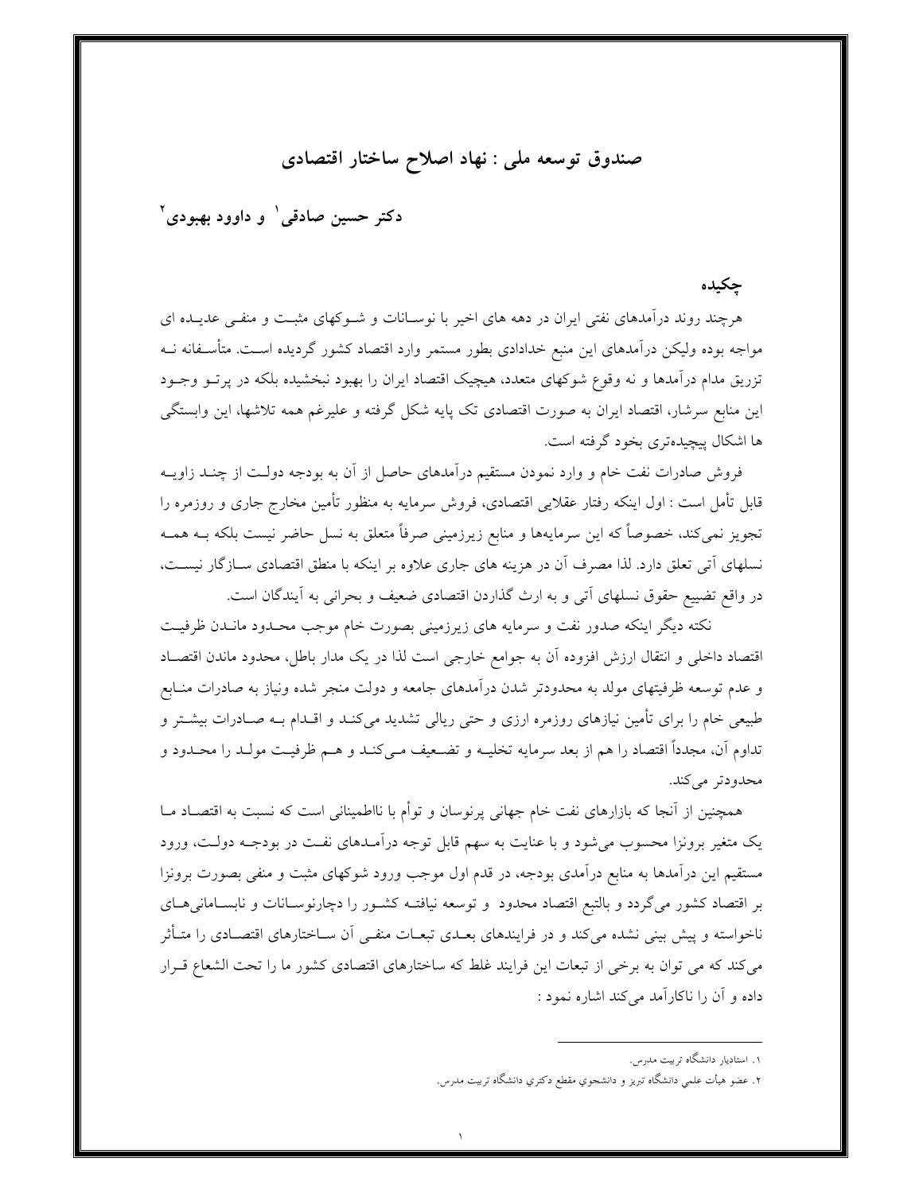# صندوق توسعه ملی : نهاد اصلاح ساختار اقتصادی

**دکتر حسین صادقی[1] و داوود بهبودی[2]**

## چکیده

هرچند روند درآمدهای نفتی ایران در دهه های اخیر با نوسانات و شوکهای مثبت و منفی عدیده ای مواجه بوده ولیکن درآمدهای این منبع خدادادی بطور مستمر وارد اقتصاد کشور گردیده است. متأسفانه نه تزریق مدام درآمدها و نه وقوع شوکهای متعدد، هیچیک اقتصاد ایران را بهبود نبخشیده بلکه در پرتو وجود این منابع سرشار، اقتصاد ایران به صورت اقتصادی تک پایه شکل گرفته و علیرغم همه تلاشها، این وابستگی ها اشکال پیچیده‌تری بخود گرفته است.

فروش صادرات نفت خام و وارد نمودن مستقیم درآمدهای حاصل از آن به بودجه دولت از چند زاویه قابل تأمل است : اول اینکه رفتار عقلایی اقتصادی، فروش سرمایه به منظور تأمین مخارج جاری و روزمره را تجویز نمی‌کند، خصوصاً که این سرمایه‌ها و منابع زیرزمینی صرفاً متعلق به نسل حاضر نیست بلکه به همه نسلهای آتی تعلق دارد. لذا مصرف آن در هزینه های جاری علاوه بر اینکه با منطق اقتصادی سازگار نیست، در واقع تضییع حقوق نسلهای آتی و به ارث گذاردن اقتصادی ضعیف و بحرانی به آیندگان است.

نکته دیگر اینکه صدور نفت و سرمایه های زیرزمینی بصورت خام موجب محدود ماندن ظرفیت اقتصاد داخلی و انتقال ارزش افزوده آن به جوامع خارجی است لذا در یک مدار باطل، محدود ماندن اقتصاد و عدم توسعه ظرفیتهای مولد به محدودتر شدن درآمدهای جامعه و دولت منجر شده ونیاز به صادرات منابع طبیعی خام را برای تأمین نیازهای روزمره ارزی و حتی ریالی تشدید می‌کند و اقدام به صادرات بیشتر و تداوم آن، مجدداً اقتصاد را هم از بعد سرمایه تخلیه و تضعیف می‌کند و هم ظرفیت مولد را محدود و محدودتر می‌کند.

همچنین از آنجا که بازارهای نفت خام جهانی پرنوسان و توأم با نااطمینانی است که نسبت به اقتصاد ما یک متغیر برونزا محسوب می‌شود و با عنایت به سهم قابل توجه درآمدهای نفت در بودجه دولت، ورود مستقیم این درآمدها به منابع درآمدی بودجه، در قدم اول موجب ورود شوکهای مثبت و منفی بصورت برونزا بر اقتصاد کشور می‌گردد و بالتبع اقتصاد محدود و توسعه نیافته کشور را دچارنوسانات و نابسامانی‌های ناخواسته و پیش بینی نشده می‌کند و در فرایندهای بعدی تبعات منفی آن ساختارهای اقتصادی را متأثر می‌کند که می توان به برخی از تبعات این فرایند غلط که ساختارهای اقتصادی کشور ما را تحت الشعاع قرار داده و آن را ناکارآمد می‌کند اشاره نمود :

---

[1]. استادیار دانشگاه تربیت مدرس.

[2]. عضو هیأت علمی دانشگاه تبریز و دانشجوی مقطع دکتری دانشگاه تربیت مدرس.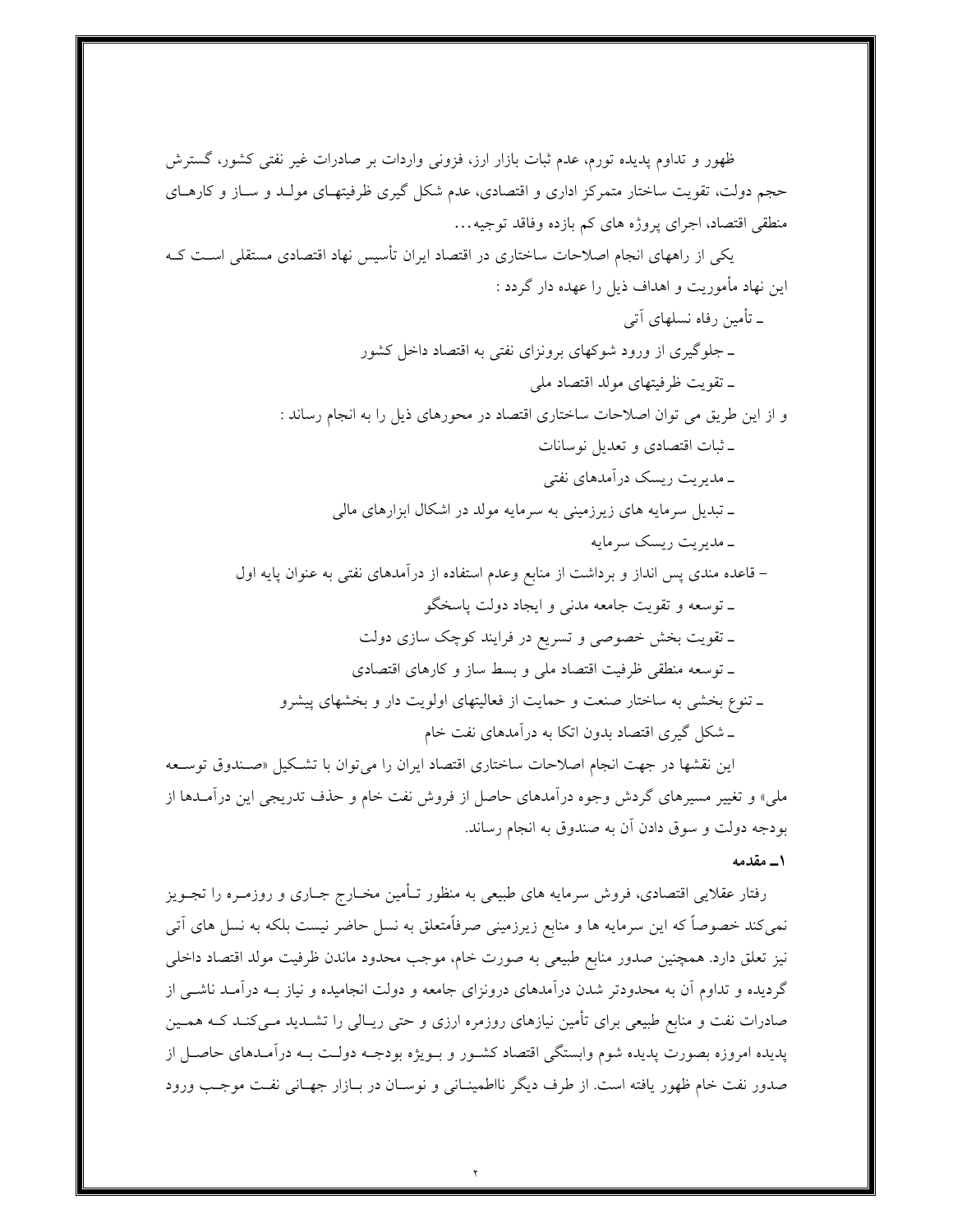ظهور و تداوم پدیده تورم، عدم ثبات بازار ارز، فزونی واردات بر صادرات غیر نفتی کشور، گسترش حجم دولت، تقویت ساختار متمرکز اداری و اقتصادی، عدم شکل گیری ظرفیتهای مولد و ساز و کارهای منطقی اقتصاد، اجرای پروژه های کم بازده وفاقد توجیه...

یکی از راههای انجام اصلاحات ساختاری در اقتصاد ایران تأسیس نهاد اقتصادی مستقلی است که این نهاد مأموریت و اهداف ذیل را عهده دار گردد :

- تأمین رفاه نسلهای آتی
- جلوگیری از ورود شوکهای برونزای نفتی به اقتصاد داخل کشور
- تقویت ظرفیتهای مولد اقتصاد ملی

و از این طریق می توان اصلاحات ساختاری اقتصاد در محورهای ذیل را به انجام رساند :

- ثبات اقتصادی و تعدیل نوسانات
- مدیریت ریسک درآمدهای نفتی
- تبدیل سرمایه های زیرزمینی به سرمایه مولد در اشکال ابزارهای مالی
- مدیریت ریسک سرمایه
- قاعده مندی پس انداز و برداشت از منابع وعدم استفاده از درآمدهای نفتی به عنوان پایه اول
- توسعه و تقویت جامعه مدنی و ایجاد دولت پاسخگو
- تقویت بخش خصوصی و تسریع در فرایند کوچک سازی دولت
- توسعه منطقی ظرفیت اقتصاد ملی و بسط ساز و کارهای اقتصادی
- تنوع بخشی به ساختار صنعت و حمایت از فعالیتهای اولویت دار و بخشهای پیشرو
- شکل گیری اقتصاد بدون اتکا به درآمدهای نفت خام

این نقشها در جهت انجام اصلاحات ساختاری اقتصاد ایران را می‌توان با تشکیل «صندوق توسعه ملی» و تغییر مسیرهای گردش وجوه درآمدهای حاصل از فروش نفت خام و حذف تدریجی این درآمدها از بودجه دولت و سوق دادن آن به صندوق به انجام رساند.

**۱ـ مقدمه**

رفتار عقلایی اقتصادی، فروش سرمایه های طبیعی به منظور تأمین مخارج جاری و روزمره را تجویز نمی‌کند خصوصاً که این سرمایه ها و منابع زیرزمینی صرفاًمتعلق به نسل حاضر نیست بلکه به نسل های آتی نیز تعلق دارد. همچنین صدور منابع طبیعی به صورت خام، موجب محدود ماندن ظرفیت مولد اقتصاد داخلی گردیده و تداوم آن به محدودتر شدن درآمدهای درونزای جامعه و دولت انجامیده و نیاز به درآمد ناشی از صادرات نفت و منابع طبیعی برای تأمین نیازهای روزمره ارزی و حتی ریالی را تشدید می‌کند که همین پدیده امروزه بصورت پدیده شوم وابستگی اقتصاد کشور و بویژه بودجه دولت به درآمدهای حاصل از صدور نفت خام ظهور یافته است. از طرف دیگر نااطمینانی و نوسان در بازار جهانی نفت موجب ورود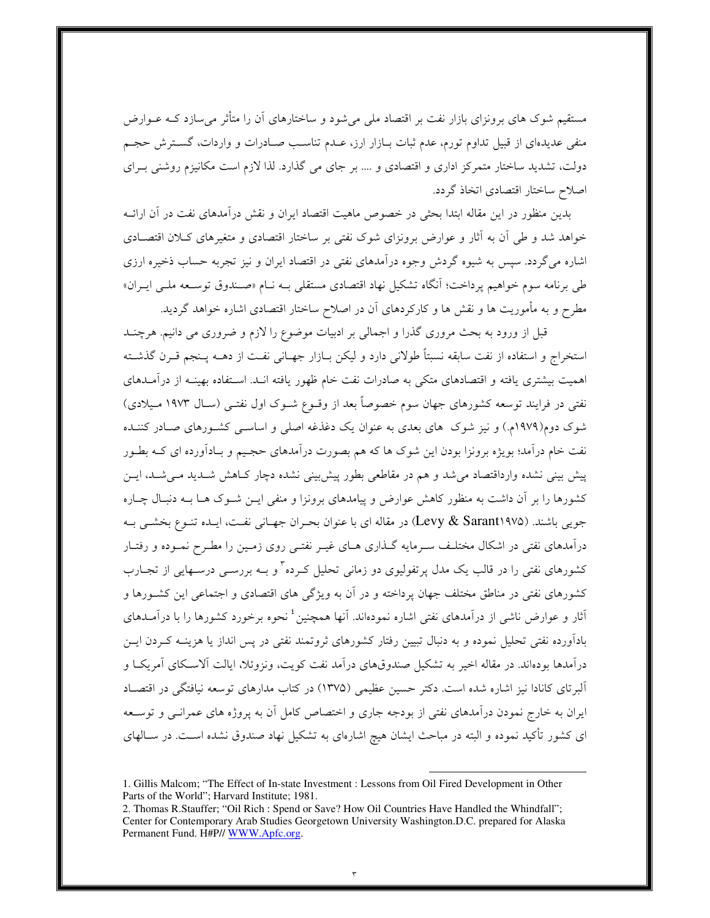مستقیم شوک های برونزای بازار نفت بر اقتصاد ملی می‌شود و ساختارهای آن را متأثر می‌سازد کـه عـوارض منفی عدیده‌ای از قبیل تداوم تورم، عدم ثبات بـازار ارز، عـدم تناسـب صـادرات و واردات، گسـترش حجـم دولت، تشدید ساختار متمرکز اداری و اقتصادی و .... بر جای می گذارد. لذا لازم است مکانیزم روشنی بـرای اصلاح ساختار اقتصادی اتخاذ گردد.

بدین منظور در این مقاله ابتدا بحثی در خصوص ماهیت اقتصاد ایران و نقش درآمدهای نفت در آن ارائـه خواهد شد و طی آن به آثار و عوارض برونزای شوک نفتی بر ساختار اقتصادی و متغیرهای کـلان اقتصـادی اشاره می‌گردد. سپس به شیوه گردش وجوه درآمدهای نفتی در اقتصاد ایران و نیز تجربه حساب ذخیره ارزی طی برنامه سوم خواهیم پرداخت؛ آنگاه تشکیل نهاد اقتصادی مستقلی بـه نـام «صـندوق توسـعه ملـی ایـران» مطرح و به مأموریت ها و نقش ها و کارکردهای آن در اصلاح ساختار اقتصادی اشاره خواهد گردید.

قبل از ورود به بحث مروری گذرا و اجمالی بر ادبیات موضوع را لازم و ضروری می دانیم. هرچنـد استخراج و استفاده از نفت سابقه نسبتاً طولانی دارد و لیکن بـازار جهـانی نفـت از دهـه پـنجم قـرن گذشـته اهمیت بیشتری یافته و اقتصادهای متکی به صادرات نفت خام ظهور یافته انـد. اسـتفاده بهینـه از درآمـدهای نفتی در فرایند توسعه کشورهای جهان سوم خصوصاً بعد از وقـوع شـوک اول نفتـی (سـال ۱۹۷۳ مـیلادی) شوک دوم(۱۹۷۹م.) و نیز شوک های بعدی به عنوان یک دغدغه اصلی و اساسـی کشـورهای صـادر کننـده نفت خام درآمد؛ بویژه برونزا بودن این شوک ها که هم بصورت درآمدهای حجـیم و بـادآورده ای کـه بطـور پیش بینی نشده وارداقتصاد می‌شد و هم در مقاطعی بطور پیش‌بینی نشده دچار کـاهش شـدید مـی‌شـد، ایـن کشورها را بر آن داشت به منظور کاهش عوارض و پیامدهای برونزا و منفی ایـن شـوک هـا بـه دنبـال چـاره جویی باشند. (Levy & Sarant۱۹۷۵) در مقاله ای با عنوان بحـران جهـانی نفـت، ایـده تنـوع بخشـی بـه درآمدهای نفتی در اشکال مختلـف سـرمایه گـذاری هـای غیـر نفتـی روی زمـین را مطـرح نمـوده و رفتـار کشورهای نفتی را در قالب یک مدل پرتفولیوی دو زمانی تحلیل کـرده[3] و بـه بررسـی درسـهایی از تجـارب کشورهای نفتی در مناطق مختلف جهان پرداخته و در آن به ویژگی های اقتصادی و اجتماعی این کشـورها و آثار و عوارض ناشی از درآمدهای نفتی اشاره نموده‌اند. آنها همچنین[4] نحوه برخورد کشورها را با درآمـدهای بادآورده نفتی تحلیل نموده و به دنبال تبیین رفتار کشورهای ثروتمند نفتی در پس انداز یا هزینـه کـردن ایـن درآمدها بوده‌اند. در مقاله اخیر به تشکیل صندوق‌های درآمد نفت کویت، ونزوئلا، ایالت آلاسـکای آمریکـا و آلبرتای کانادا نیز اشاره شده است. دکتر حسین عظیمی (۱۳۷۵) در کتاب مدارهای توسعه نیافتگی در اقتصـاد ایران به خارج نمودن درآمدهای نفتی از بودجه جاری و اختصاص کامل آن به پروژه های عمرانـی و توسـعه ای کشور تأکید نموده و البته در مباحث ایشان هیچ اشاره‌ای به تشکیل نهاد صندوق نشده اسـت. در سـالهای

---

1. Gillis Malcom; "The Effect of In-state Investment : Lessons from Oil Fired Development in Other Parts of the World"; Harvard Institute; 1981.
2. Thomas R.Stauffer; "Oil Rich : Spend or Save? How Oil Countries Have Handled the Whindfall"; Center for Contemporary Arab Studies Georgetown University Washington.D.C. prepared for Alaska Permanent Fund. H#P// WWW.Apfc.org.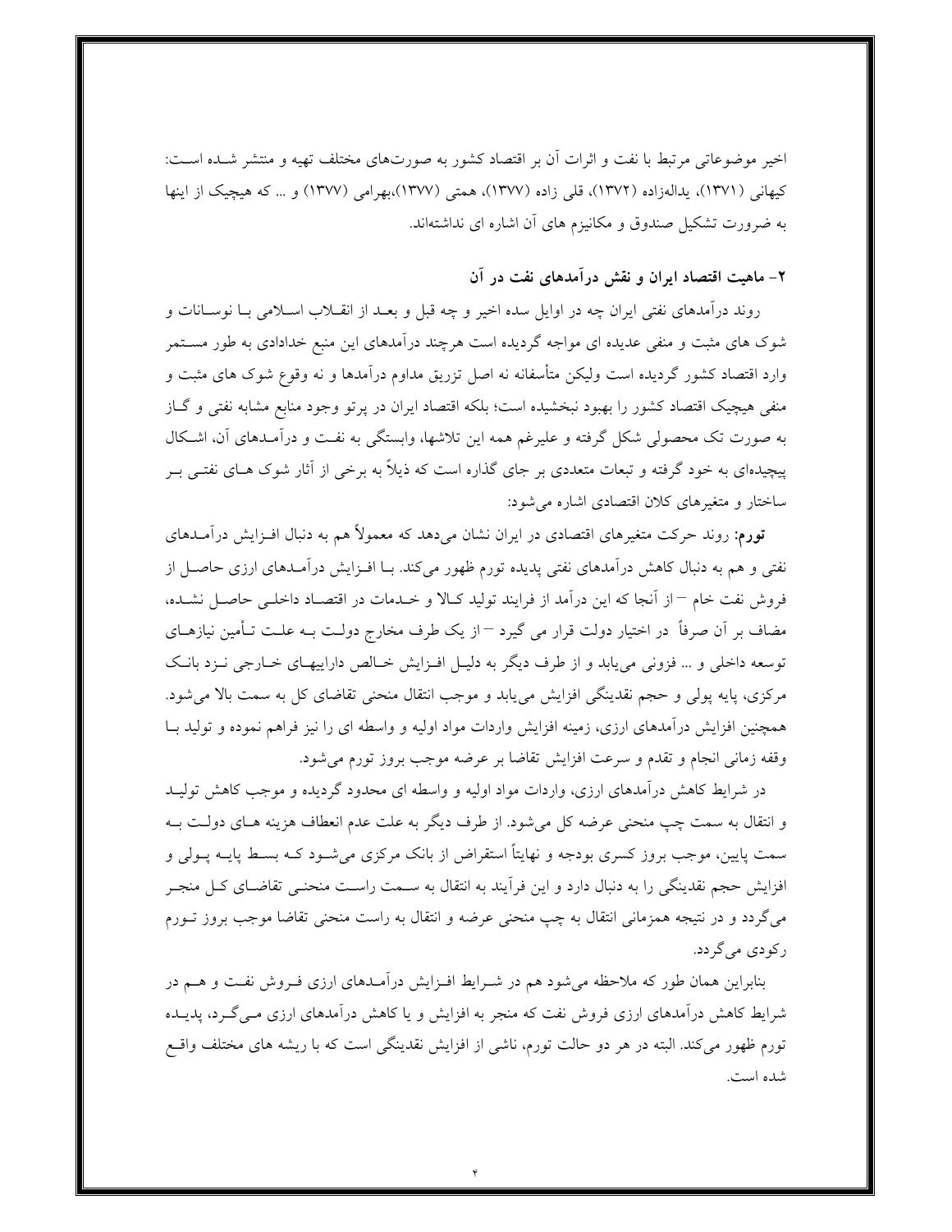اخیر موضوعاتی مرتبط با نفت و اثرات آن بر اقتصاد کشور به صورت‌های مختلف تهیه و منتشر شـده اسـت: کیهانی (۱۳۷۱)، یدالهزاده (۱۳۷۲)، قلی زاده (۱۳۷۷)، همتی (۱۳۷۷)،بهرامی (۱۳۷۷) و ... که هیچیک از اینها به ضرورت تشکیل صندوق و مکانیزم های آن اشاره ای نداشته‌اند.

## ۲- ماهیت اقتصاد ایران و نقش درآمدهای نفت در آن

روند درآمدهای نفتی ایران چه در اوایل سده اخیر و چه قبل و بعـد از انقـلاب اسـلامی بـا نوسـانات و شوک های مثبت و منفی عدیده ای مواجه گردیده است هرچند درآمدهای این منبع خدادادی به طور مسـتمر وارد اقتصاد کشور گردیده است ولیکن متأسفانه نه اصل تزریق مداوم درآمدها و نه وقوع شوک های مثبت و منفی هیچیک اقتصاد کشور را بهبود نبخشیده است؛ بلکه اقتصاد ایران در پرتو وجود منابع مشابه نفتی و گـاز به صورت تک محصولی شکل گرفته و علیرغم همه این تلاشها، وابستگی به نفـت و درآمـدهای آن، اشـکال پیچیده‌ای به خود گرفته و تبعات متعددی بر جای گذاره است که ذیلاً به برخی از آثار شوک هـای نفتـی بـر ساختار و متغیرهای کلان اقتصادی اشاره می‌شود:

**تورم**: روند حرکت متغیرهای اقتصادی در ایران نشان می‌دهد که معمولاً هم به دنبال افـزایش درآمـدهای نفتی و هم به دنبال کاهش درآمدهای نفتی پدیده تورم ظهور می‌کند. بـا افـزایش درآمـدهای ارزی حاصـل از فروش نفت خام – از آنجا که این درآمد از فرایند تولید کـالا و خـدمات در اقتصـاد داخلـی حاصـل نشـده، مضاف بر آن صرفاً در اختیار دولت قرار می گیرد – از یک طرف مخارج دولـت بـه علـت تـأمین نیازهـای توسعه داخلی و ... فزونی می‌یابد و از طرف دیگر به دلیـل افـزایش خـالص داراییهـای خـارجی نـزد بانـک مرکزی، پایه پولی و حجم نقدینگی افزایش می‌یابد و موجب انتقال منحنی تقاضای کل به سمت بالا می‌شود. همچنین افزایش درآمدهای ارزی، زمینه افزایش واردات مواد اولیه و واسطه ای را نیز فراهم نموده و تولید بـا وقفه زمانی انجام و تقدم و سرعت افزایش تقاضا بر عرضه موجب بروز تورم می‌شود.

در شرایط کاهش درآمدهای ارزی، واردات مواد اولیه و واسطه ای محدود گردیده و موجب کاهش تولیـد و انتقال به سمت چپ منحنی عرضه کل می‌شود. از طرف دیگر به علت عدم انعطاف هزینه هـای دولـت بـه سمت پایین، موجب بروز کسری بودجه و نهایتاً استقراض از بانک مرکزی می‌شـود کـه بسـط پایـه پـولی و افزایش حجم نقدینگی را به دنبال دارد و این فرآیند به انتقال به سـمت راسـت منحنـی تقاضـای کـل منجـر می‌گردد و در نتیجه همزمانی انتقال به چپ منحنی عرضه و انتقال به راست منحنی تقاضا موجب بروز تـورم رکودی می‌گردد.

بنابراین همان طور که ملاحظه می‌شود هم در شـرایط افـزایش درآمـدهای ارزی فـروش نفـت و هـم در شرایط کاهش درآمدهای ارزی فروش نفت که منجر به افزایش و یا کاهش درآمدهای ارزی مـی‌گـرد، پدیـده تورم ظهور می‌کند. البته در هر دو حالت تورم، ناشی از افزایش نقدینگی است که با ریشه های مختلف واقـع شده است.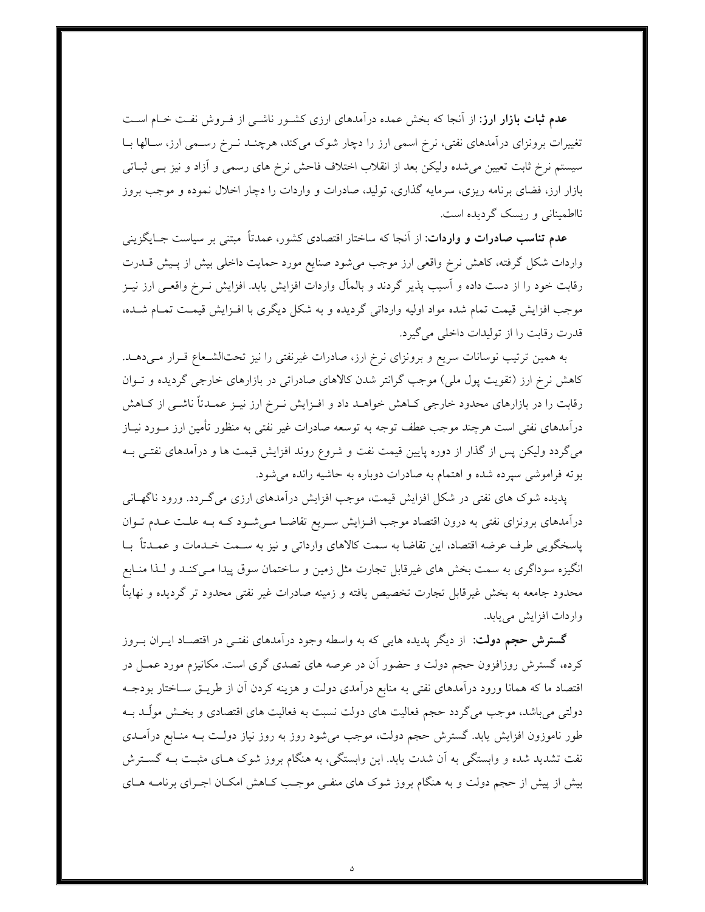**عدم ثبات بازار ارز:** از آنجا که بخش عمده درآمدهای ارزی کشور ناشی از فروش نفت خام است تغییرات برونزای درآمدهای نفتی، نرخ اسمی ارز را دچار شوک می‌کند، هرچند نرخ رسمی ارز، سالها با سیستم نرخ ثابت تعیین می‌شده ولیکن بعد از انقلاب اختلاف فاحش نرخ های رسمی و آزاد و نیز بی ثباتی بازار ارز، فضای برنامه ریزی، سرمایه گذاری، تولید، صادرات و واردات را دچار اخلال نموده و موجب بروز نااطمینانی و ریسک گردیده است.

**عدم تناسب صادرات و واردات:** از آنجا که ساختار اقتصادی کشور، عمدتاً مبتنی بر سیاست جایگزینی واردات شکل گرفته، کاهش نرخ واقعی ارز موجب می‌شود صنایع مورد حمایت داخلی بیش از پیش قدرت رقابت خود را از دست داده و آسیب پذیر گردند و بالمآل واردات افزایش یابد. افزایش نرخ واقعی ارز نیز موجب افزایش قیمت تمام شده مواد اولیه وارداتی گردیده و به شکل دیگری با افزایش قیمت تمام شده، قدرت رقابت را از تولیدات داخلی می‌گیرد.

به همین ترتیب نوسانات سریع و برونزای نرخ ارز، صادرات غیرنفتی را نیز تحت‌الشعاع قرار می‌دهد. کاهش نرخ ارز (تقویت پول ملی) موجب گرانتر شدن کالاهای صادراتی در بازارهای خارجی گردیده و توان رقابت را در بازارهای محدود خارجی کاهش خواهد داد و افزایش نرخ ارز نیز عمدتاً ناشی از کاهش درآمدهای نفتی است هرچند موجب عطف توجه به توسعه صادرات غیر نفتی به منظور تأمین ارز مورد نیاز می‌گردد ولیکن پس از گذار از دوره پایین قیمت نفت و شروع روند افزایش قیمت ها و درآمدهای نفتی به بوته فراموشی سپرده شده و اهتمام به صادرات دوباره به حاشیه رانده می‌شود.

پدیده شوک های نفتی در شکل افزایش قیمت، موجب افزایش درآمدهای ارزی می‌گردد. ورود ناگهانی درآمدهای برونزای نفتی به درون اقتصاد موجب افزایش سریع تقاضا می‌شود که به علت عدم توان پاسخگویی طرف عرضه اقتصاد، این تقاضا به سمت کالاهای وارداتی و نیز به سمت خدمات و عمدتاً با انگیزه سوداگری به سمت بخش های غیرقابل تجارت مثل زمین و ساختمان سوق پیدا می‌کند و لذا منابع محدود جامعه به بخش غیرقابل تجارت تخصیص یافته و زمینه صادرات غیر نفتی محدود تر گردیده و نهایتاً واردات افزایش می‌یابد.

**گسترش حجم دولت:** از دیگر پدیده هایی که به واسطه وجود درآمدهای نفتی در اقتصاد ایران بروز کرده، گسترش روزافزون حجم دولت و حضور آن در عرصه های تصدی گری است. مکانیزم مورد عمل در اقتصاد ما که همانا ورود درآمدهای نفتی به منابع درآمدی دولت و هزینه کردن آن از طریق ساختار بودجه دولتی می‌باشد، موجب می‌گردد حجم فعالیت های دولت نسبت به فعالیت های اقتصادی و بخش مولّد به طور ناموزون افزایش یابد. گسترش حجم دولت، موجب می‌شود روز به روز نیاز دولت به منابع درآمدی نفت تشدید شده و وابستگی به آن شدت یابد. این وابستگی، به هنگام بروز شوک های مثبت به گسترش بیش از پیش از حجم دولت و به هنگام بروز شوک های منفی موجب کاهش امکان اجرای برنامه های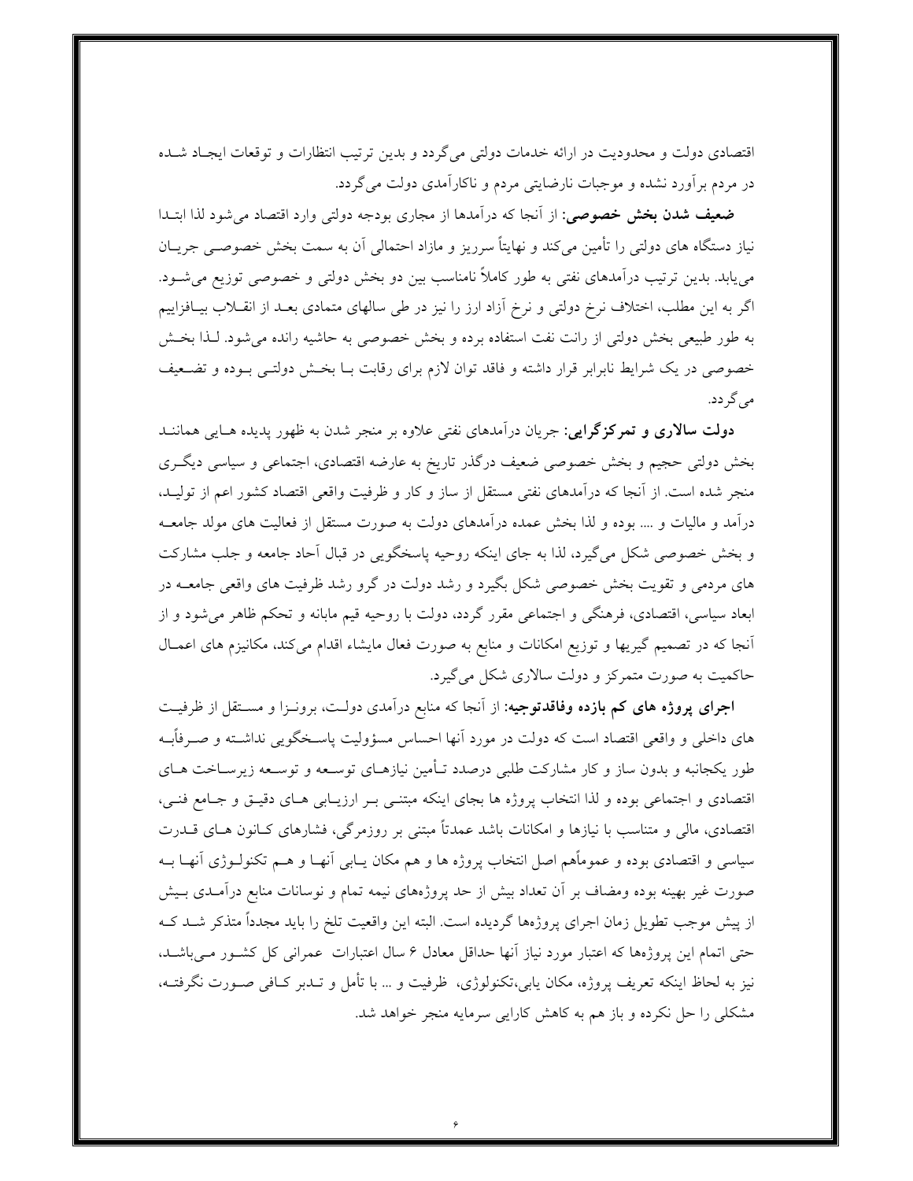اقتصادی دولت و محدودیت در ارائه خدمات دولتی می‌گردد و بدین ترتیب انتظارات و توقعات ایجـاد شـده در مردم برآورد نشده و موجبات نارضایتی مردم و ناکارآمدی دولت می‌گردد.

**ضعیف شدن بخش خصوصی:** از آنجا که درآمدها از مجاری بودجه دولتی وارد اقتصاد می‌شود لذا ابتـدا نیاز دستگاه های دولتی را تأمین می‌کند و نهایتاً سرریز و مازاد احتمالی آن به سمت بخش خصوصـی جریـان می‌یابد. بدین ترتیب درآمدهای نفتی به طور کاملاً نامناسب بین دو بخش دولتی و خصوصی توزیع می‌شـود. اگر به این مطلب، اختلاف نرخ دولتی و نرخ آزاد ارز را نیز در طی سالهای متمادی بعـد از انقـلاب بیـافزاییم به طور طبیعی بخش دولتی از رانت نفت استفاده برده و بخش خصوصی به حاشیه رانده می‌شود. لـذا بخـش خصوصی در یک شرایط نابرابر قرار داشته و فاقد توان لازم برای رقابت بـا بخـش دولتـی بـوده و تضـعیف می‌گردد.

**دولت سالاری و تمرکزگرایی:** جریان درآمدهای نفتی علاوه بر منجر شدن به ظهور پدیده هـایی هماننـد بخش دولتی حجیم و بخش خصوصی ضعیف درگذر تاریخ به عارضه اقتصادی، اجتماعی و سیاسی دیگـری منجر شده است. از آنجا که درآمدهای نفتی مستقل از ساز و کار و ظرفیت واقعی اقتصاد کشور اعم از تولیـد، درآمد و مالیات و .... بوده و لذا بخش عمده درآمدهای دولت به صورت مستقل از فعالیت های مولد جامعـه و بخش خصوصی شکل می‌گیرد، لذا به جای اینکه روحیه پاسخگویی در قبال آحاد جامعه و جلب مشارکت های مردمی و تقویت بخش خصوصی شکل بگیرد و رشد دولت در گرو رشد ظرفیت های واقعی جامعـه در ابعاد سیاسی، اقتصادی، فرهنگی و اجتماعی مقرر گردد، دولت با روحیه قیم مابانه و تحکم ظاهر می‌شود و از آنجا که در تصمیم گیریها و توزیع امکانات و منابع به صورت فعال مایشاء اقدام می‌کند، مکانیزم های اعمـال حاکمیت به صورت متمرکز و دولت سالاری شکل می‌گیرد.

**اجرای پروژه های کم بازده وفاقدتوجیه:** از آنجا که منابع درآمدی دولـت، برونـزا و مسـتقل از ظرفیـت های داخلی و واقعی اقتصاد است که دولت در مورد آنها احساس مسؤولیت پاسـخگویی نداشـته و صـرفاًبـه طور یکجانبه و بدون ساز و کار مشارکت طلبی درصدد تـأمین نیازهـای توسـعه و توسـعه زیرسـاخت هـای اقتصادی و اجتماعی بوده و لذا انتخاب پروژه ها بجای اینکه مبتنـی بـر ارزیـابی هـای دقیـق و جـامع فنـی، اقتصادی، مالی و متناسب با نیازها و امکانات باشد عمدتاً مبتنی بر روزمرگی، فشارهای کـانون هـای قـدرت سیاسی و اقتصادی بوده و عموماًهم اصل انتخاب پروژه ها و هم مکان یـابی آنهـا و هـم تکنولـوژی آنهـا بـه صورت غیر بهینه بوده ومضاف بر آن تعداد بیش از حد پروژه‌های نیمه تمام و نوسانات منابع درآمـدی بـیش از پیش موجب تطویل زمان اجرای پروژه‌ها گردیده است. البته این واقعیت تلخ را باید مجدداً متذکر شـد کـه حتی اتمام این پروژه‌ها که اعتبار مورد نیاز آنها حداقل معادل ۶ سال اعتبارات عمرانی کل کشـور مـی‌باشـد، نیز به لحاظ اینکه تعریف پروژه، مکان یابی،تکنولوژی، ظرفیت و ... با تأمل و تـدبر کـافی صـورت نگرفتـه، مشکلی را حل نکرده و باز هم به کاهش کارایی سرمایه منجر خواهد شد.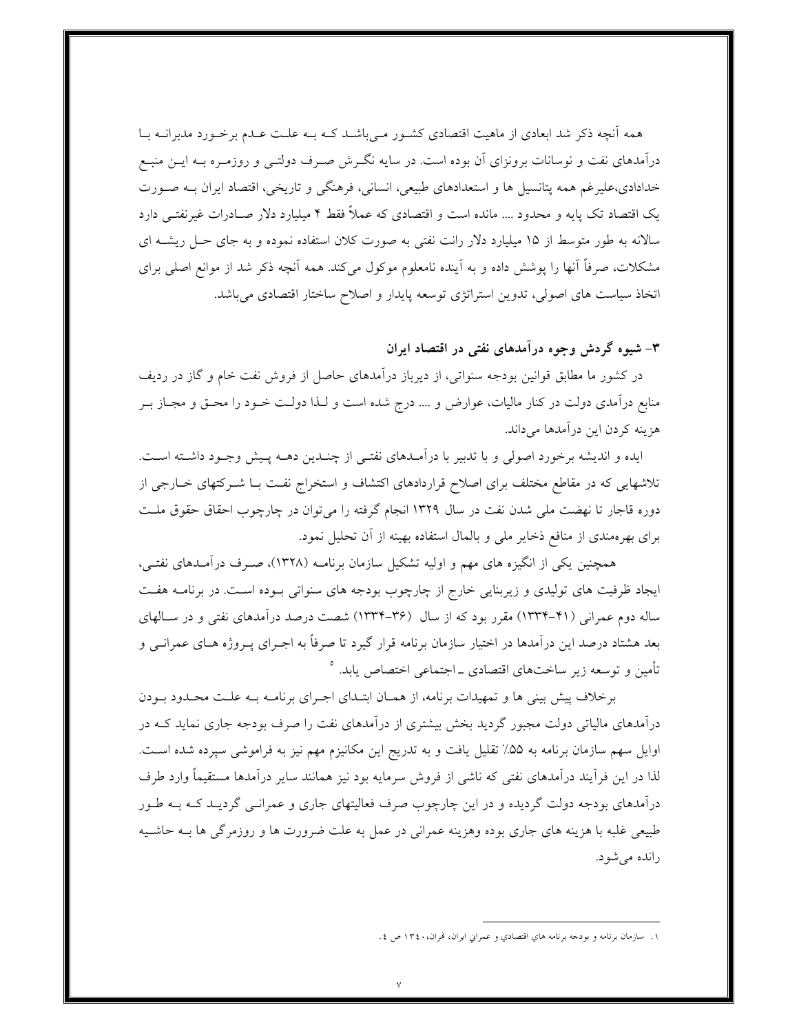همه آنچه ذکر شد ابعادی از ماهیت اقتصادی کشور می‌باشد که به علت عدم برخورد مدبرانه با درآمدهای نفت و نوسانات برونزای آن بوده است. در سایه نگرش صرف دولتی و روزمره به این منبع خدادادی،علیرغم همه پتانسیل ها و استعدادهای طبیعی، انسانی، فرهنگی و تاریخی، اقتصاد ایران به صورت یک اقتصاد تک پایه و محدود .... مانده است و اقتصادی که عملاً فقط ۴ میلیارد دلار صادرات غیرنفتی دارد سالانه به طور متوسط از ۱۵ میلیارد دلار رانت نفتی به صورت کلان استفاده نموده و به جای حل ریشه ای مشکلات، صرفاً آنها را پوشش داده و به آینده نامعلوم موکول می‌کند. همه آنچه ذکر شد از موانع اصلی برای اتخاذ سیاست های اصولی، تدوین استراتژی توسعه پایدار و اصلاح ساختار اقتصادی می‌باشد.

### ۳- شیوه گردش وجوه درآمدهای نفتی در اقتصاد ایران

در کشور ما مطابق قوانین بودجه سنواتی، از دیرباز درآمدهای حاصل از فروش نفت خام و گاز در ردیف منابع درآمدی دولت در کنار مالیات، عوارض و .... درج شده است و لذا دولت خود را محق و مجاز بر هزینه کردن این درآمدها می‌داند.

ایده و اندیشه برخورد اصولی و با تدبیر با درآمدهای نفتی از چندین دهه پیش وجود داشته است. تلاشهایی که در مقاطع مختلف برای اصلاح قراردادهای اکتشاف و استخراج نفت با شرکتهای خارجی از دوره قاجار تا نهضت ملی شدن نفت در سال ۱۳۲۹ انجام گرفته را می‌توان در چارچوب احقاق حقوق ملت برای بهره‌مندی از منافع ذخایر ملی و بالمال استفاده بهینه از آن تحلیل نمود.

همچنین یکی از انگیزه های مهم و اولیه تشکیل سازمان برنامه (۱۳۲۸)، صرف درآمدهای نفتی، ایجاد ظرفیت های تولیدی و زیربنایی خارج از چارچوب بودجه های سنواتی بوده است. در برنامه هفت ساله دوم عمرانی (۴۱-۱۳۳۴) مقرر بود که از سال (۳۶-۱۳۳۴) شصت درصد درآمدهای نفتی و در سالهای بعد هشتاد درصد این درآمدها در اختیار سازمان برنامه قرار گیرد تا صرفاً به اجرای پروژه های عمرانی و تأمین و توسعه زیر ساخت‌های اقتصادی ـ اجتماعی اختصاص یابد. [۵]

برخلاف پیش بینی ها و تمهیدات برنامه، از همان ابتدای اجرای برنامه به علت محدود بودن درآمدهای مالیاتی دولت مجبور گردید بخش بیشتری از درآمدهای نفت را صرف بودجه جاری نماید که در اوایل سهم سازمان برنامه به ۵۵٪ تقلیل یافت و به تدریج این مکانیزم مهم نیز به فراموشی سپرده شده است. لذا در این فرآیند درآمدهای نفتی که ناشی از فروش سرمایه بود نیز همانند سایر درآمدها مستقیماً وارد طرف درآمدهای بودجه دولت گردیده و در این چارچوب صرف فعالیتهای جاری و عمرانی گردید که به طور طبیعی غلبه با هزینه های جاری بوده وهزینه عمرانی در عمل به علت ضرورت ها و روزمرگی ها به حاشیه رانده می‌شود.

---

۱. سازمان برنامه و بودجه برنامه هاي اقتصادي و عمراني ايران، تهران، ۱۳٤۰ ص ٤.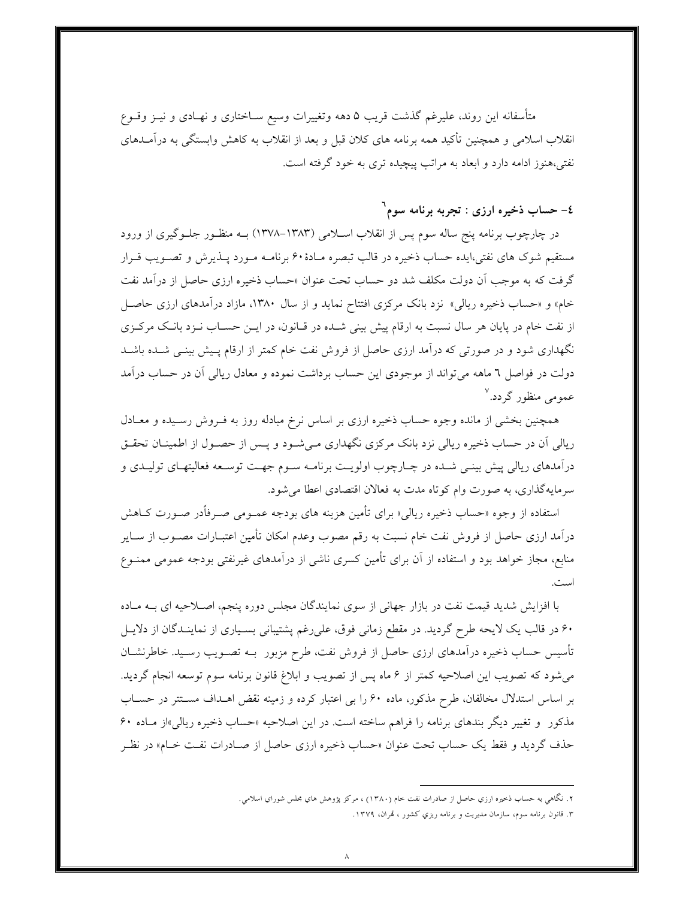متأسفانه این روند، علیرغم گذشت قریب ۵ دهه وتغییرات وسیع ساختاری و نهادی و نیز وقوع انقلاب اسلامی و همچنین تأکید همه برنامه های کلان قبل و بعد از انقلاب به کاهش وابستگی به درآمدهای نفتی،هنوز ادامه دارد و ابعاد به مراتب پیچیده تری به خود گرفته است.

## ٤- حساب ذخیره ارزی : تجربه برنامه سوم[٦]

در چارچوب برنامه پنج ساله سوم پس از انقلاب اسلامی (۱۳۸۳-۱۳۷۸) به منظور جلوگیری از ورود مستقیم شوک های نفتی،ایده حساب ذخیره در قالب تبصره مادهٔ ۶۰ برنامه مورد پذیرش و تصویب قرار گرفت که به موجب آن دولت مکلف شد دو حساب تحت عنوان «حساب ذخیره ارزی حاصل از درآمد نفت خام» و «حساب ذخیره ریالی» نزد بانک مرکزی افتتاح نماید و از سال ۱۳۸۰، مازاد درآمدهای ارزی حاصل از نفت خام در پایان هر سال نسبت به ارقام پیش بینی شده در قانون، در این حساب نزد بانک مرکزی نگهداری شود و در صورتی که درآمد ارزی حاصل از فروش نفت خام کمتر از ارقام پیش بینی شده باشد دولت در فواصل ٦ ماهه می‌تواند از موجودی این حساب برداشت نموده و معادل ریالی آن در حساب درآمد عمومی منظور گردد.[٧]

همچنین بخشی از مانده وجوه حساب ذخیره ارزی بر اساس نرخ مبادله روز به فروش رسیده و معادل ریالی آن در حساب ذخیره ریالی نزد بانک مرکزی نگهداری می‌شود و پس از حصول از اطمینان تحقق درآمدهای ریالی پیش بینی شده در چارچوب اولویت برنامه سوم جهت توسعه فعالیتهای تولیدی و سرمایه‌گذاری، به صورت وام کوتاه مدت به فعالان اقتصادی اعطا می‌شود.

استفاده از وجوه «حساب ذخیره ریالی» برای تأمین هزینه های بودجه عمومی صرفاًدر صورت کاهش درآمد ارزی حاصل از فروش نفت خام نسبت به رقم مصوب وعدم امکان تأمین اعتبارات مصوب از سایر منابع، مجاز خواهد بود و استفاده از آن برای تأمین کسری ناشی از درآمدهای غیرنفتی بودجه عمومی ممنوع است.

با افزایش شدید قیمت نفت در بازار جهانی از سوی نمایندگان مجلس دوره پنجم، اصلاحیه ای به ماده ۶۰ در قالب یک لایحه طرح گردید. در مقطع زمانی فوق، علی‌رغم پشتیبانی بسیاری از نمایندگان از دلایل تأسیس حساب ذخیره درآمدهای ارزی حاصل از فروش نفت، طرح مزبور به تصویب رسید. خاطرنشان می‌شود که تصویب این اصلاحیه کمتر از ۶ ماه پس از تصویب و ابلاغ قانون برنامه سوم توسعه انجام گردید. بر اساس استدلال مخالفان، طرح مذکور، ماده ۶۰ را بی اعتبار کرده و زمینه نقض اهداف مستتر در حساب مذکور و تغییر دیگر بندهای برنامه را فراهم ساخته است. در این اصلاحیه «حساب ذخیره ریالی»از ماده ۶۰ حذف گردید و فقط یک حساب تحت عنوان «حساب ذخیره ارزی حاصل از صادرات نفت خام» در نظر

---

۲. نگاهی به حساب ذخیره ارزی حاصل از صادرات نفت خام (۱۳۸۰) ، مرکز پژوهش های مجلس شورای اسلامی.

۳. قانون برنامه سوم، سازمان مدیریت و برنامه ریزی کشور ، تهران، ۱۳۷۹.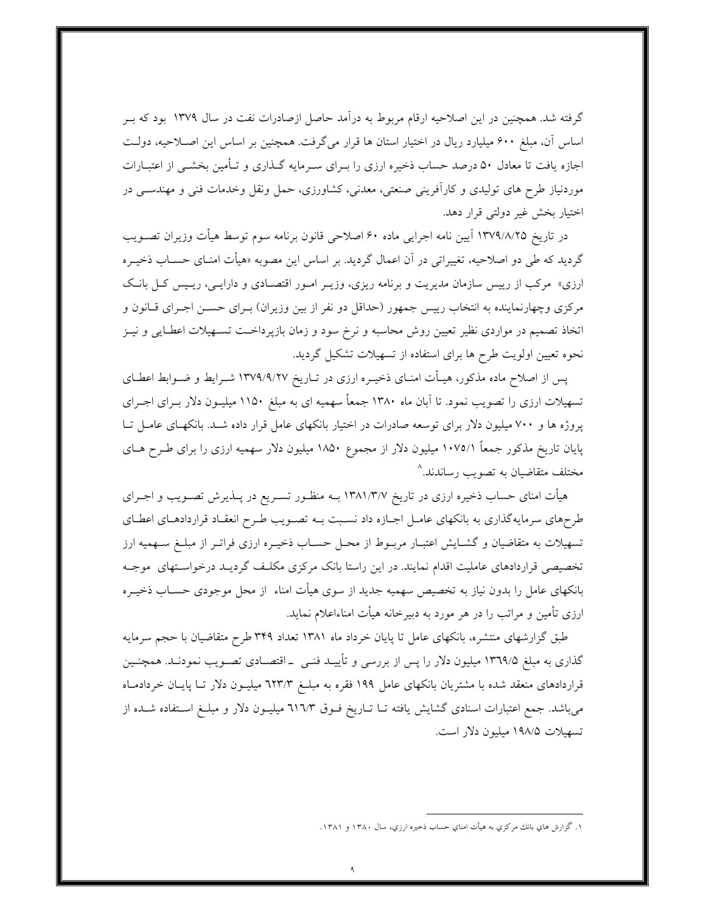گرفته شد. همچنین در این اصلاحیه ارقام مربوط به درآمد حاصل ازصادرات نفت در سال ۱۳۷۹ بود که بر اساس آن، مبلغ ۶۰۰ میلیارد ریال در اختیار استان ها قرار می‌گرفت. همچنین بر اساس این اصلاحیه، دولت اجازه یافت تا معادل ۵۰ درصد حساب ذخیره ارزی را برای سرمایه گذاری و تأمین بخشی از اعتبارات موردنیاز طرح های تولیدی و کارآفرینی صنعتی، معدنی، کشاورزی، حمل ونقل وخدمات فنی و مهندسی در اختیار بخش غیر دولتی قرار دهد.

در تاریخ ۱۳۷۹/۸/۲۵ آیین نامه اجرایی ماده ۶۰ اصلاحی قانون برنامه سوم توسط هیأت وزیران تصویب گردید که طی دو اصلاحیه، تغییراتی در آن اعمال گردید. بر اساس این مصوبه «هیأت امنای حساب ذخیره ارزی» مرکب از رییس سازمان مدیریت و برنامه ریزی، وزیر امور اقتصادی و دارایی، رییس کل بانک مرکزی وچهارنماینده به انتخاب رییس جمهور (حداقل دو نفر از بین وزیران) برای حسن اجرای قانون و اتخاذ تصمیم در مواردی نظیر تعیین روش محاسبه و نرخ سود و زمان بازپرداخت تسهیلات اعطایی و نیز نحوه تعیین اولویت طرح ها برای استفاده از تسهیلات تشکیل گردید.

پس از اصلاح ماده مذکور، هیأت امنای ذخیره ارزی در تاریخ ۱۳۷۹/۹/۲۷ شرایط و ضوابط اعطای تسهیلات ارزی را تصویب نمود. تا آبان ماه ۱۳۸۰ جمعاً سهمیه ای به مبلغ ۱۱۵۰ میلیون دلار برای اجرای پروژه ها و ۷۰۰ میلیون دلار برای توسعه صادرات در اختیار بانکهای عامل قرار داده شد. بانکهای عامل تا پایان تاریخ مذکور جمعاً ۱۰۷۵/۱ میلیون دلار از مجموع ۱۸۵۰ میلیون دلار سهمیه ارزی را برای طرح های مختلف متقاضیان به تصویب رساندند.[۱]

هیأت امنای حساب ذخیره ارزی در تاریخ ۱۳۸۱/۳/۷ به منظور تسریع در پذیرش تصویب و اجرای طرح‌های سرمایه‌گذاری به بانکهای عامل اجازه داد نسبت به تصویب طرح انعقاد قراردادهای اعطای تسهیلات به متقاضیان و گشایش اعتبار مربوط از محل حساب ذخیره ارزی فراتر از مبلغ سهمیه ارز تخصیصی قراردادهای عاملیت اقدام نمایند. در این راستا بانک مرکزی مکلف گردید درخواستهای موجه بانکهای عامل را بدون نیاز به تخصیص سهمیه جدید از سوی هیأت امناء از محل موجودی حساب ذخیره ارزی تأمین و مراتب را در هر مورد به دبیرخانه هیأت امناءاعلام نماید.

طبق گزارشهای منتشره، بانکهای عامل تا پایان خرداد ماه ۱۳۸۱ تعداد ۳۴۹ طرح متقاضیان با حجم سرمایه گذاری به مبلغ ۱۳٦۹/۵ میلیون دلار را پس از بررسی و تأیید فنی - اقتصادی تصویب نمودند. همچنین قراردادهای منعقد شده با مشتریان بانکهای عامل ۱۹۹ فقره به مبلغ ٦۲۳/۳ میلیون دلار تا پایان خردادماه می‌باشد. جمع اعتبارات اسنادی گشایش یافته تا تاریخ فوق ٦۱٦/۳ میلیون دلار و مبلغ استفاده شده از تسهیلات ۱۹۸/۵ میلیون دلار است.

---

۱. گزارش هاي بانك مركزي به هيأت امناي حساب ذخيره ارزي، سال ۱۳۸۰ و ۱۳۸۱.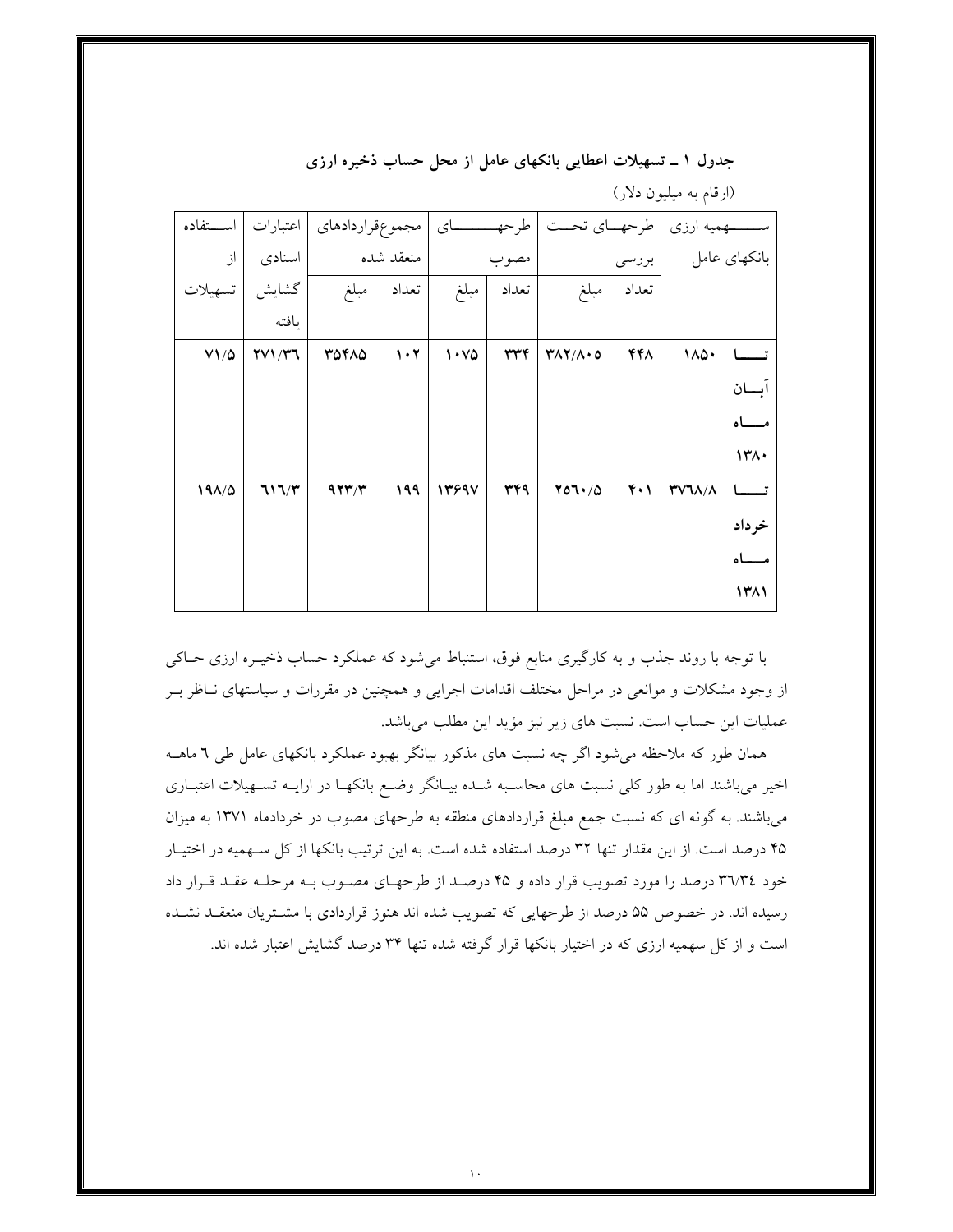**جدول ۱ ـ تسهیلات اعطایی بانکهای عامل از محل حساب ذخیره ارزی**

(ارقام به میلیون دلار)

| | سهمیه ارزی بانکهای عامل | طرحهای تحت بررسی | | طرحهای مصوب | | مجموع‌قراردادهای منعقد شده | | اعتبارات اسنادی گشایش یافته | استفاده از تسهیلات |
|---|---|---|---|---|---|---|---|---|---|
| | | تعداد | مبلغ | تعداد | مبلغ | تعداد | مبلغ | | |
| تا آبان ماه ۱۳۸۰ | ۱۸۵۰ | ۴۴۸ | ۳۸۲/۸۰۵ | ۳۳۴ | ۱۰۷۵ | ۱۰۲ | ۳۵۴۸۵ | ۲۷۱/۳۶ | ۷۱/۵ |
| تا خرداد ماه ۱۳۸۱ | ۳۷۶۸/۸ | ۴۰۱ | ۲۵۶۰/۵ | ۳۴۹ | ۱۳۶۹۷ | ۱۹۹ | ۹۲۳/۳ | ۶۱۶/۳ | ۱۹۸/۵ |

با توجه با روند جذب و به کارگیری منابع فوق، استنباط می‌شود که عملکرد حساب ذخیره ارزی حاکی از وجود مشکلات و موانعی در مراحل مختلف اقدامات اجرایی و همچنین در مقررات و سیاستهای ناظر بر عملیات این حساب است. نسبت های زیر نیز مؤید این مطلب می‌باشد.

همان طور که ملاحظه می‌شود اگر چه نسبت های مذکور بیانگر بهبود عملکرد بانکهای عامل طی ٦ ماهه اخیر می‌باشند اما به طور کلی نسبت های محاسبه شده بیانگر وضع بانکها در ارایه تسهیلات اعتباری می‌باشند. به گونه ای که نسبت جمع مبلغ قراردادهای منطقه به طرحهای مصوب در خردادماه ۱۳۷۱ به میزان ۴۵ درصد است. از این مقدار تنها ۳۲ درصد استفاده شده است. به این ترتیب بانکها از کل سهمیه در اختیار خود ٣٦/٣٤ درصد را مورد تصویب قرار داده و ۴۵ درصد از طرحهای مصوب به مرحله عقد قرار داد رسیده اند. در خصوص ۵۵ درصد از طرحهایی که تصویب شده اند هنوز قراردادی با مشتریان منعقد نشده است و از کل سهمیه ارزی که در اختیار بانکها قرار گرفته شده تنها ۳۴ درصد گشایش اعتبار شده اند.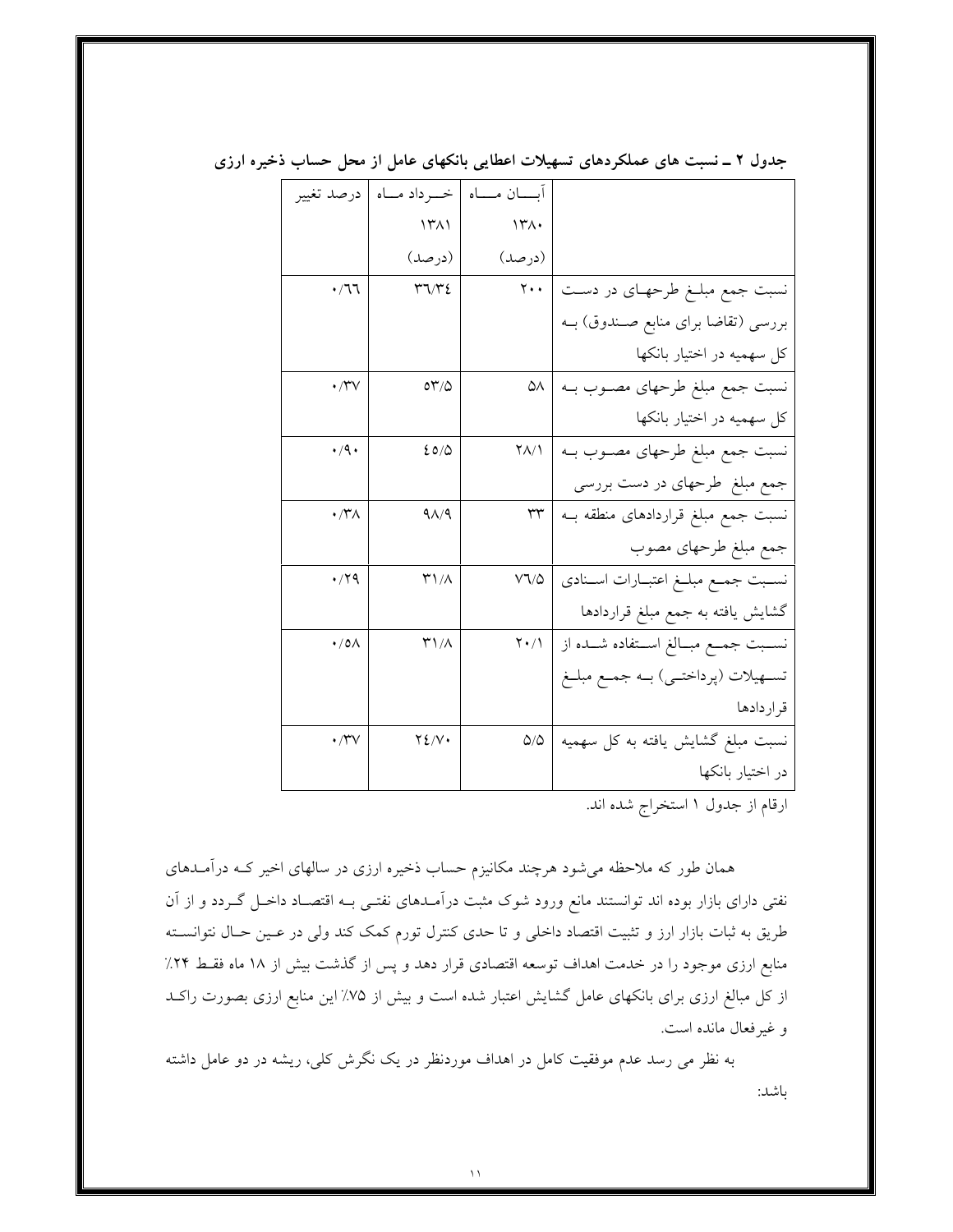**جدول ۲ ـ نسبت های عملکردهای تسهیلات اعطایی بانکهای عامل از محل حساب ذخیره ارزی**

| | آبان ماه ۱۳۸۰ (درصد) | خرداد ماه ۱۳۸۱ (درصد) | درصد تغییر |
|---|---|---|---|
| نسبت جمع مبلغ طرحهای در دست بررسی (تقاضا برای منابع صندوق) به کل سهمیه در اختیار بانکها | ۲۰۰ | ۳۶/۳۴ | ۰/۶۶ |
| نسبت جمع مبلغ طرحهای مصوب به کل سهمیه در اختیار بانکها | ۵۸ | ۵۳/۵ | ۰/۳۷ |
| نسبت جمع مبلغ طرحهای مصوب به جمع مبلغ طرحهای در دست بررسی | ۲۸/۱ | ۴۵/۵ | ۰/۹۰ |
| نسبت جمع مبلغ قراردادهای منطقه به جمع مبلغ طرحهای مصوب | ۳۳ | ۹۸/۹ | ۰/۳۸ |
| نسبت جمع مبلغ اعتبارات اسنادی گشایش یافته به جمع مبلغ قراردادها | ۷۶/۵ | ۳۱/۸ | ۰/۲۹ |
| نسبت جمع مبالغ استفاده شده از تسهیلات (پرداختی) به جمع مبلغ قراردادها | ۲۰/۱ | ۳۱/۸ | ۰/۵۸ |
| نسبت مبلغ گشایش یافته به کل سهمیه در اختیار بانکها | ۵/۵ | ۲۴/۷۰ | ۰/۳۷ |

ارقام از جدول ۱ استخراج شده اند.

همان طور که ملاحظه می‌شود هرچند مکانیزم حساب ذخیره ارزی در سالهای اخیر که درآمدهای نفتی دارای بازار بوده اند توانستند مانع ورود شوک مثبت درآمدهای نفتی به اقتصاد داخل گردد و از آن طریق به ثبات بازار ارز و تثبیت اقتصاد داخلی و تا حدی کنترل تورم کمک کند ولی در عین حال نتوانسته منابع ارزی موجود را در خدمت اهداف توسعه اقتصادی قرار دهد و پس از گذشت بیش از ۱۸ ماه فقط ۲۴٪ از کل مبالغ ارزی برای بانکهای عامل گشایش اعتبار شده است و بیش از ۷۵٪ این منابع ارزی بصورت راکد و غیرفعال مانده است.

به نظر می رسد عدم موفقیت کامل در اهداف موردنظر در یک نگرش کلی، ریشه در دو عامل داشته باشد: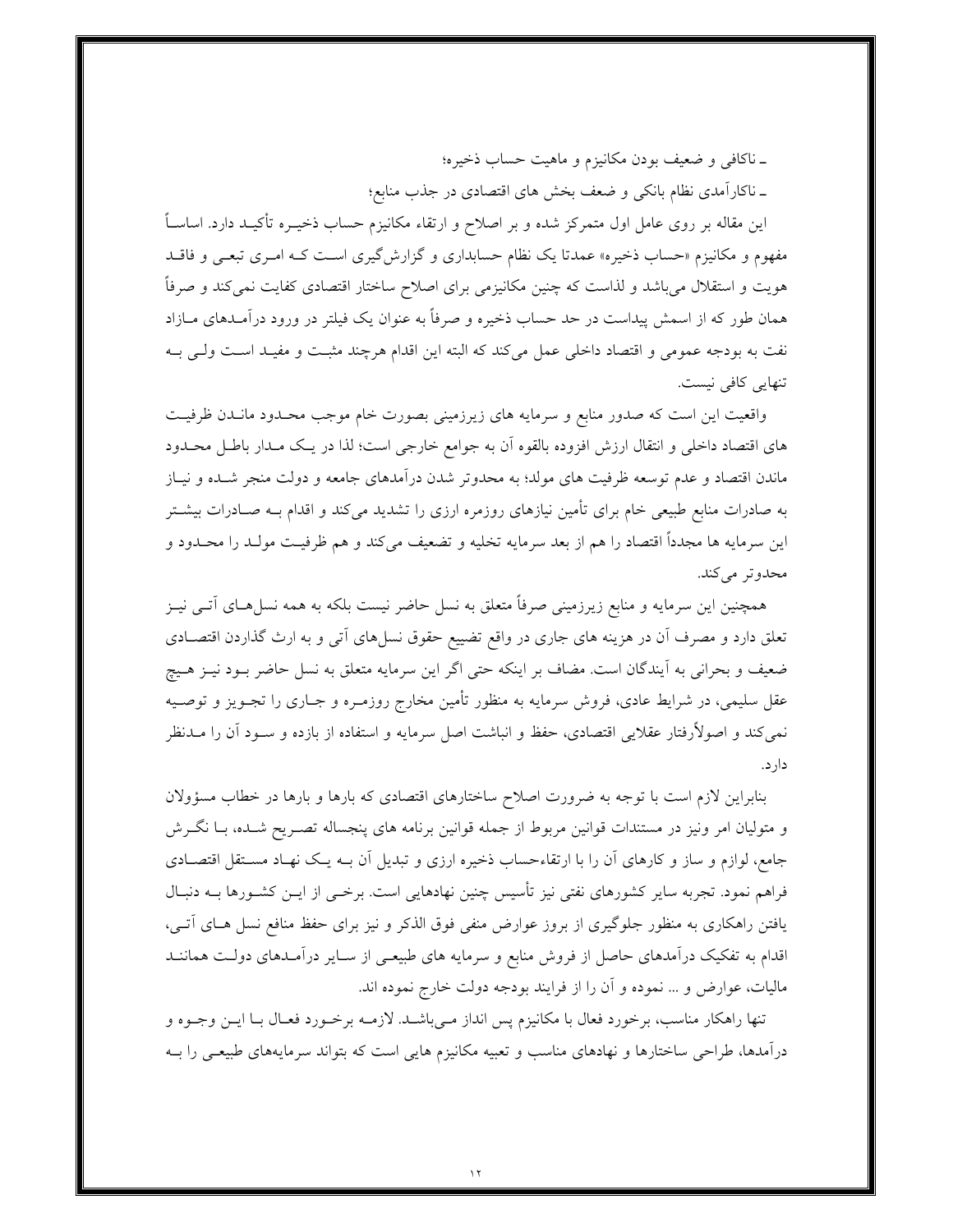ـ ناکافی و ضعیف بودن مکانیزم و ماهیت حساب ذخیره؛

ـ ناکارآمدی نظام بانکی و ضعف بخش های اقتصادی در جذب منابع؛

این مقاله بر روی عامل اول متمرکز شده و بر اصلاح و ارتقاء مکانیزم حساب ذخیره تأکید دارد. اساساً مفهوم و مکانیزم «حساب ذخیره» عمدتا یک نظام حسابداری و گزارش‌گیری است که امری تبعی و فاقد هویت و استقلال می‌باشد و لذاست که چنین مکانیزمی برای اصلاح ساختار اقتصادی کفایت نمی‌کند و صرفاً همان طور که از اسمش پیداست در حد حساب ذخیره و صرفاً به عنوان یک فیلتر در ورود درآمدهای مازاد نفت به بودجه عمومی و اقتصاد داخلی عمل می‌کند که البته این اقدام هرچند مثبت و مفید است ولی به تنهایی کافی نیست.

واقعیت این است که صدور منابع و سرمایه های زیرزمینی بصورت خام موجب محدود ماندن ظرفیت های اقتصاد داخلی و انتقال ارزش افزوده بالقوه آن به جوامع خارجی است؛ لذا در یک مدار باطل محدود ماندن اقتصاد و عدم توسعه ظرفیت های مولد؛ به محدودتر شدن درآمدهای جامعه و دولت منجر شده و نیاز به صادرات منابع طبیعی خام برای تأمین نیازهای روزمره ارزی را تشدید می‌کند و اقدام به صادرات بیشتر این سرمایه ها مجدداً اقتصاد را هم از بعد سرمایه تخلیه و تضعیف می‌کند و هم ظرفیت مولد را محدود و محدودتر می‌کند.

همچنین این سرمایه و منابع زیرزمینی صرفاً متعلق به نسل حاضر نیست بلکه به همه نسل‌های آتی نیز تعلق دارد و مصرف آن در هزینه های جاری در واقع تضییع حقوق نسل‌های آتی و به ارث گذاردن اقتصادی ضعیف و بحرانی به آیندگان است. مضاف بر اینکه حتی اگر این سرمایه متعلق به نسل حاضر بود نیز هیچ عقل سلیمی، در شرایط عادی، فروش سرمایه به منظور تأمین مخارج روزمره و جاری را تجویز و توصیه نمی‌کند و اصولاًرفتار عقلایی اقتصادی، حفظ و انباشت اصل سرمایه و استفاده از بازده و سود آن را مدنظر دارد.

بنابراین لازم است با توجه به ضرورت اصلاح ساختارهای اقتصادی که بارها و بارها در خطاب مسؤولان و متولیان امر ونیز در مستندات قوانین مربوط از جمله قوانین برنامه های پنجساله تصریح شده، با نگرش جامع، لوازم و ساز و کارهای آن را با ارتقاءحساب ذخیره ارزی و تبدیل آن به یک نهاد مستقل اقتصادی فراهم نمود. تجربه سایر کشورهای نفتی نیز تأسیس چنین نهادهایی است. برخی از این کشورها به دنبال یافتن راهکاری به منظور جلوگیری از بروز عوارض منفی فوق الذکر و نیز برای حفظ منافع نسل های آتی، اقدام به تفکیک درآمدهای حاصل از فروش منابع و سرمایه های طبیعی از سایر درآمدهای دولت همانند مالیات، عوارض و ... نموده و آن را از فرایند بودجه دولت خارج نموده اند.

تنها راهکار مناسب، برخورد فعال با مکانیزم پس انداز می‌باشد. لازمه برخورد فعال با این وجوه و درآمدها، طراحی ساختارها و نهادهای مناسب و تعبیه مکانیزم هایی است که بتواند سرمایه‌های طبیعی را به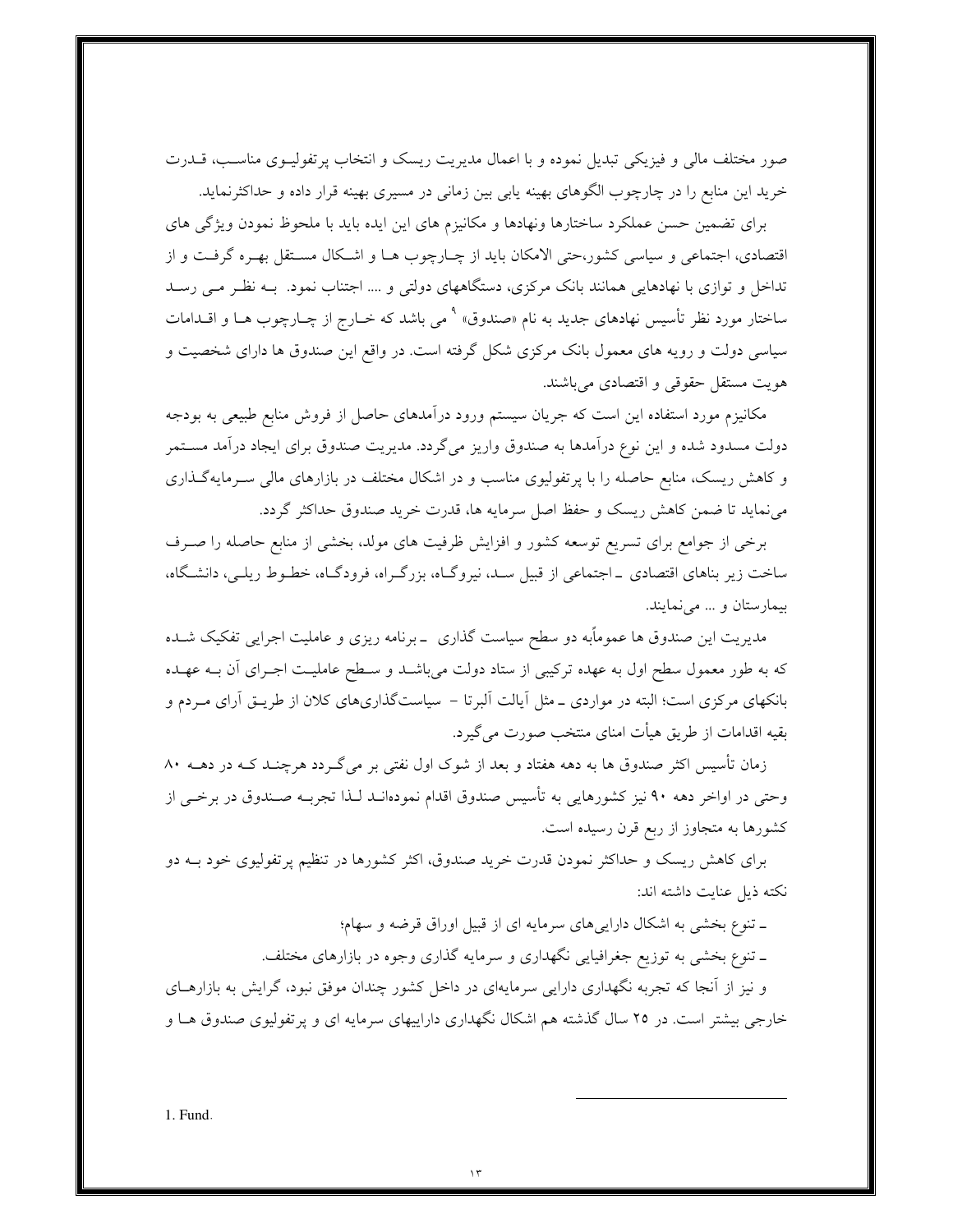صور مختلف مالی و فیزیکی تبدیل نموده و با اعمال مدیریت ریسک و انتخاب پرتفولیوی مناسب، قدرت خرید این منابع را در چارچوب الگوهای بهینه یابی بین زمانی در مسیری بهینه قرار داده و حداکثرنماید.

برای تضمین حسن عملکرد ساختارها ونهادها و مکانیزم های این ایده باید با ملحوظ نمودن ویژگی های اقتصادی، اجتماعی و سیاسی کشور،حتی الامکان باید از چارچوب ها و اشکال مستقل بهره گرفت و از تداخل و توازی با نهادهایی همانند بانک مرکزی، دستگاههای دولتی و .... اجتناب نمود. به نظر می رسد ساختار مورد نظر تأسیس نهادهای جدید به نام «صندوق»[1] می باشد که خارج از چارچوب ها و اقدامات سیاسی دولت و رویه های معمول بانک مرکزی شکل گرفته است. در واقع این صندوق ها دارای شخصیت و هویت مستقل حقوقی و اقتصادی می‌باشند.

مکانیزم مورد استفاده این است که جریان سیستم ورود درآمدهای حاصل از فروش منابع طبیعی به بودجه دولت مسدود شده و این نوع درآمدها به صندوق واریز می‌گردد. مدیریت صندوق برای ایجاد درآمد مستمر و کاهش ریسک، منابع حاصله را با پرتفولیوی مناسب و در اشکال مختلف در بازارهای مالی سرمایه‌گذاری می‌نماید تا ضمن کاهش ریسک و حفظ اصل سرمایه ها، قدرت خرید صندوق حداکثر گردد.

برخی از جوامع برای تسریع توسعه کشور و افزایش ظرفیت های مولد، بخشی از منابع حاصله را صرف ساخت زیر بناهای اقتصادی ـ اجتماعی از قبیل سد، نیروگاه، بزرگراه، فرودگاه، خطوط ریلی، دانشگاه، بیمارستان و ... می‌نمایند.

مدیریت این صندوق ها عموماًبه دو سطح سیاست گذاری ـ برنامه ریزی و عاملیت اجرایی تفکیک شده که به طور معمول سطح اول به عهده ترکیبی از ستاد دولت می‌باشد و سطح عاملیت اجرای آن به عهده بانکهای مرکزی است؛ البته در مواردی ـ مثل آیالت آلبرتا – سیاست‌گذاری‌های کلان از طریق آرای مردم و بقیه اقدامات از طریق هیأت امنای منتخب صورت می‌گیرد.

زمان تأسیس اکثر صندوق ها به دهه هفتاد و بعد از شوک اول نفتی بر می‌گردد هرچند که در دهه ۸۰ وحتی در اواخر دهه ۹۰ نیز کشورهایی به تأسیس صندوق اقدام نموده‌اند لذا تجربه صندوق در برخی از کشورها به متجاوز از ربع قرن رسیده است.

برای کاهش ریسک و حداکثر نمودن قدرت خرید صندوق، اکثر کشورها در تنظیم پرتفولیوی خود به دو نکته ذیل عنایت داشته اند:

ـ تنوع بخشی به اشکال دارایی‌های سرمایه ای از قبیل اوراق قرضه و سهام؛

ـ تنوع بخشی به توزیع جغرافیایی نگهداری و سرمایه گذاری وجوه در بازارهای مختلف.

و نیز از آنجا که تجربه نگهداری دارایی سرمایه‌ای در داخل کشور چندان موفق نبود، گرایش به بازارهای خارجی بیشتر است. در ۲۵ سال گذشته هم اشکال نگهداری داراییهای سرمایه ای و پرتفولیوی صندوق ها و

---

1. Fund.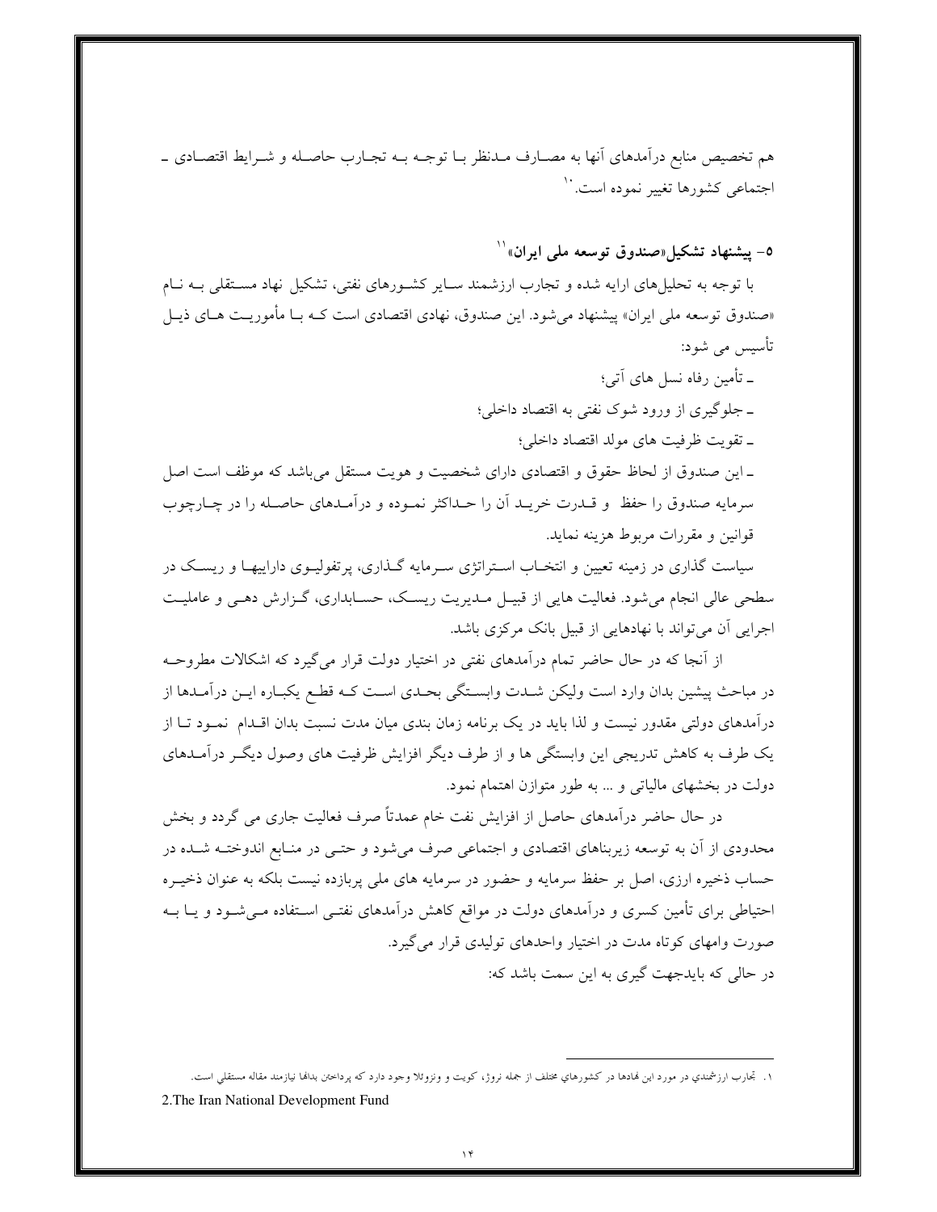هم تخصیص منابع درآمدهای آنها به مصارف مدنظر با توجه به تجارب حاصله و شرایط اقتصادی ـ اجتماعی کشورها تغییر نموده است.[10]

## ۵- پیشنهاد تشکیل «صندوق توسعه ملی ایران»[11]

با توجه به تحلیل‌های ارایه شده و تجارب ارزشمند سایر کشورهای نفتی، تشکیل نهاد مستقلی به نام «صندوق توسعه ملی ایران» پیشنهاد می‌شود. این صندوق، نهادی اقتصادی است که با مأموریت های ذیل تأسیس می شود:

- تأمین رفاه نسل های آتی؛
- جلوگیری از ورود شوک نفتی به اقتصاد داخلی؛
- تقویت ظرفیت های مولد اقتصاد داخلی؛
- این صندوق از لحاظ حقوق و اقتصادی دارای شخصیت و هویت مستقل می‌باشد که موظف است اصل سرمایه صندوق را حفظ و قدرت خرید آن را حداکثر نموده و درآمدهای حاصله را در چارچوب قوانین و مقررات مربوط هزینه نماید.

سیاست گذاری در زمینه تعیین و انتخاب استراتژی سرمایه گذاری، پرتفولیوی داراییها و ریسک در سطحی عالی انجام می‌شود. فعالیت هایی از قبیل مدیریت ریسک، حسابداری، گزارش دهی و عاملیت اجرایی آن می‌تواند با نهادهایی از قبیل بانک مرکزی باشد.

از آنجا که در حال حاضر تمام درآمدهای نفتی در اختیار دولت قرار می‌گیرد که اشکالات مطروحه در مباحث پیشین بدان وارد است ولیکن شدت وابستگی بحدی است که قطع یکباره این درآمدها از درآمدهای دولتی مقدور نیست و لذا باید در یک برنامه زمان بندی میان مدت نسبت بدان اقدام نمود تا از یک طرف به کاهش تدریجی این وابستگی ها و از طرف دیگر افزایش ظرفیت های وصول دیگر درآمدهای دولت در بخشهای مالیاتی و ... به طور متوازن اهتمام نمود.

در حال حاضر درآمدهای حاصل از افزایش نفت خام عمدتاً صرف فعالیت جاری می گردد و بخش محدودی از آن به توسعه زیربناهای اقتصادی و اجتماعی صرف می‌شود و حتی در منابع اندوخته شده در حساب ذخیره ارزی، اصل بر حفظ سرمایه و حضور در سرمایه های ملی پربازده نیست بلکه به عنوان ذخیره احتیاطی برای تأمین کسری و درآمدهای دولت در مواقع کاهش درآمدهای نفتی استفاده می‌شود و یا به صورت وامهای کوتاه مدت در اختیار واحدهای تولیدی قرار می‌گیرد.

در حالی که بایدجهت گیری به این سمت باشد که:

---

۱. تجارب ارزشمندی در مورد این نهادها در کشورهای مختلف از جمله نروژ، کویت و ونزوئلا وجود دارد که پرداختن بدانها نیازمند مقاله مستقلی است.

2.The Iran National Development Fund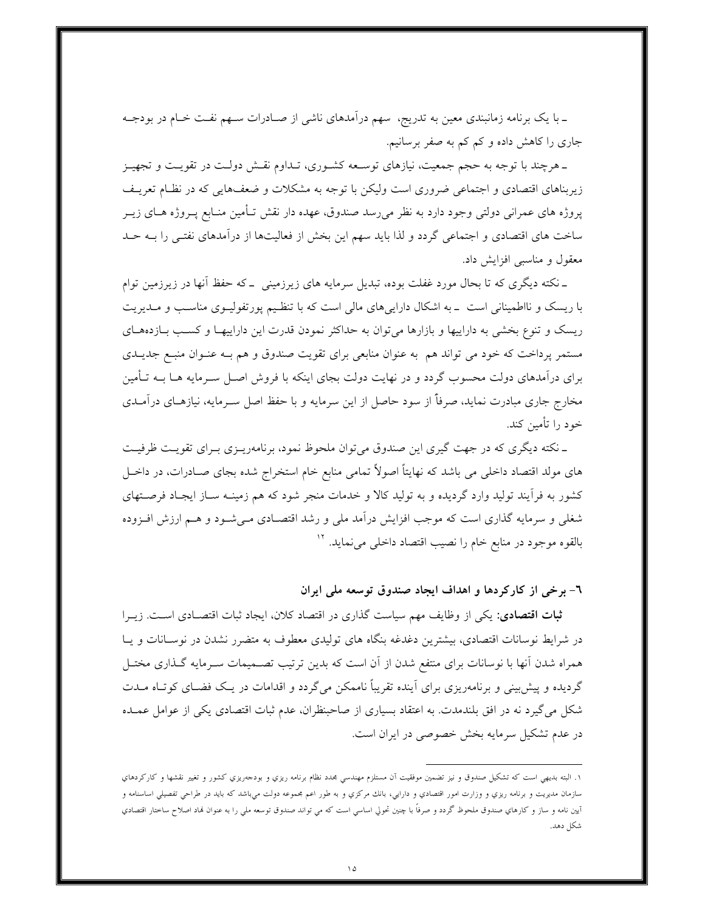ـ با یک برنامه زمانبندی معین به تدریج، سهم درآمدهای ناشی از صادرات سهم نفت خام در بودجه جاری را کاهش داده و کم کم به صفر برسانیم.

ـ هرچند با توجه به حجم جمعیت، نیازهای توسعه کشوری، تداوم نقش دولت در تقویت و تجهیز زیربناهای اقتصادی و اجتماعی ضروری است ولیکن با توجه به مشکلات و ضعف‌هایی که در نظام تعریف پروژه های عمرانی دولتی وجود دارد به نظر می‌رسد صندوق، عهده دار نقش تأمین منابع پروژه های زیر ساخت های اقتصادی و اجتماعی گردد و لذا باید سهم این بخش از فعالیت‌ها از درآمدهای نفتی را به حد معقول و مناسبی افزایش داد.

ـ نکته دیگری که تا بحال مورد غفلت بوده، تبدیل سرمایه های زیرزمینی ـ که حفظ آنها در زیرزمین توام با ریسک و نااطمینانی است ـ به اشکال دارایی‌های مالی است که با تنظیم پورتفولیوی مناسب و مدیریت ریسک و تنوع بخشی به داراییها و بازارها می‌توان به حداکثر نمودن قدرت این داراییها و کسب بازده‌های مستمر پرداخت که خود می تواند هم به عنوان منابعی برای تقویت صندوق و هم به عنوان منبع جدیدی برای درآمدهای دولت محسوب گردد و در نهایت دولت بجای اینکه با فروش اصل سرمایه ها به تأمین مخارج جاری مبادرت نماید، صرفاً از سود حاصل از این سرمایه و با حفظ اصل سرمایه، نیازهای درآمدی خود را تأمین کند.

ـ نکته دیگری که در جهت گیری این صندوق می‌توان ملحوظ نمود، برنامه‌ریزی برای تقویت ظرفیت های مولد اقتصاد داخلی می باشد که نهایتاً اصولاً تمامی منابع خام استخراج شده بجای صادرات، در داخل کشور به فرآیند تولید وارد گردیده و به تولید کالا و خدمات منجر شود که هم زمینه ساز ایجاد فرصتهای شغلی و سرمایه گذاری است که موجب افزایش درآمد ملی و رشد اقتصادی می‌شود و هم ارزش افزوده بالقوه موجود در منابع خام را نصیب اقتصاد داخلی می‌نماید. [۱۲]

## ٦- برخی از کارکردها و اهداف ایجاد صندوق توسعه ملی ایران

**ثبات اقتصادی:** یکی از وظایف مهم سیاست گذاری در اقتصاد کلان، ایجاد ثبات اقتصادی است. زیرا در شرایط نوسانات اقتصادی، بیشترین دغدغه بنگاه های تولیدی معطوف به متضرر نشدن در نوسانات و یا همراه شدن آنها با نوسانات برای منتفع شدن از آن است که بدین ترتیب تصمیمات سرمایه گذاری مختل گردیده و پیش‌بینی و برنامه‌ریزی برای آینده تقریباً ناممکن می‌گردد و اقدامات در یک فضای کوتاه مدت شکل می‌گیرد نه در افق بلندمدت. به اعتقاد بسیاری از صاحبنظران، عدم ثبات اقتصادی یکی از عوامل عمده در عدم تشکیل سرمایه بخش خصوصی در ایران است.

---

۱. البته بدیهی است که تشکیل صندوق و نیز تضمین موفقیت آن مستلزم مهندسی مجدد نظام برنامه ریزی و بودجه‌ریزی کشور و تغییر نقشها و کارکردهای سازمان مدیریت و برنامه ریزی و وزارت امور اقتصادی و دارایی، بانك مركزي و به طور اعم مجموعه دولت می‌باشد که باید در طراحی تفصیلی اساسنامه و آیین نامه و ساز و کارهای صندوق ملحوظ گردد و صرفاً با چنین تحولی اساسی است که می تواند صندوق توسعه ملی را به عنوان نماد اصلاح ساختار اقتصادی شکل دهد.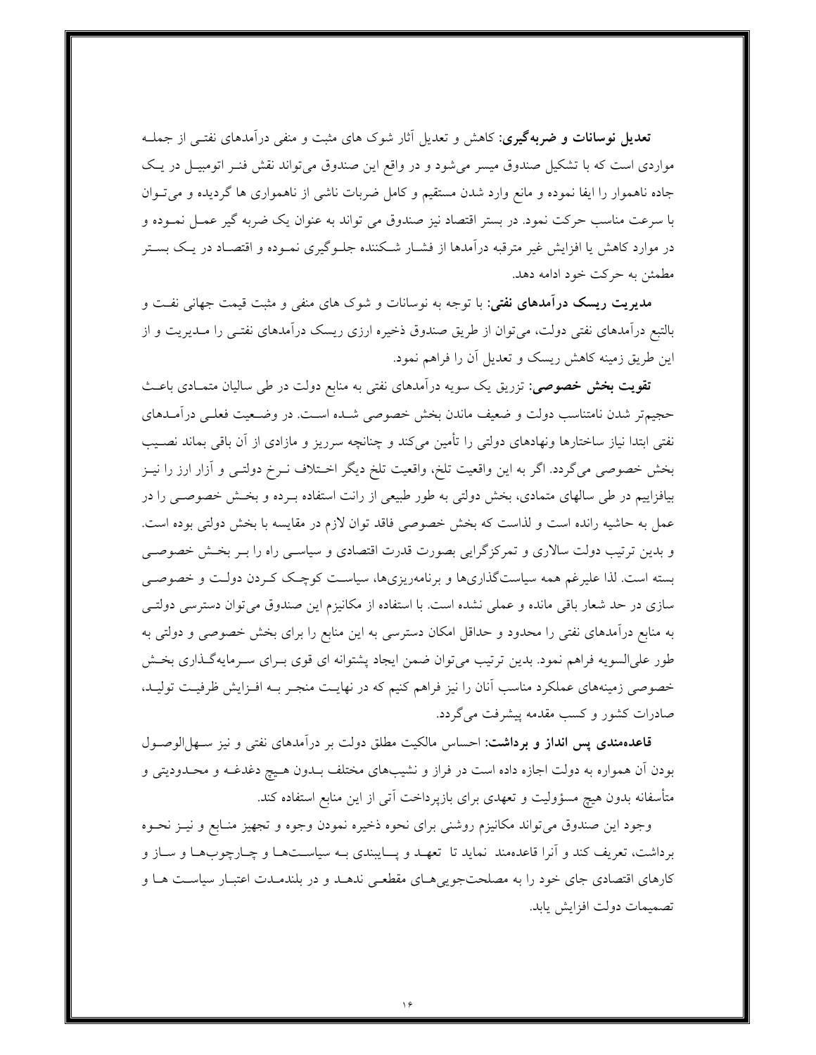**تعدیل نوسانات و ضربه‌گیری:** کاهش و تعدیل آثار شوک های مثبت و منفی درآمدهای نفتی از جمله مواردی است که با تشکیل صندوق میسر می‌شود و در واقع این صندوق می‌تواند نقش فنر اتومبیل در یک جاده ناهموار را ایفا نموده و مانع وارد شدن مستقیم و کامل ضربات ناشی از ناهمواری ها گردیده و می‌توان با سرعت مناسب حرکت نمود. در بستر اقتصاد نیز صندوق می تواند به عنوان یک ضربه گیر عمل نموده و در موارد کاهش یا افزایش غیر مترقبه درآمدها از فشار شکننده جلوگیری نموده و اقتصاد در یک بستر مطمئن به حرکت خود ادامه دهد.

**مدیریت ریسک درآمدهای نفتی:** با توجه به نوسانات و شوک های منفی و مثبت قیمت جهانی نفت و بالتبع درآمدهای نفتی دولت، می‌توان از طریق صندوق ذخیره ارزی ریسک درآمدهای نفتی را مدیریت و از این طریق زمینه کاهش ریسک و تعدیل آن را فراهم نمود.

**تقویت بخش خصوصی:** تزریق یک سویه درآمدهای نفتی به منابع دولت در طی سالیان متمادی باعث حجیم‌تر شدن نامتناسب دولت و ضعیف ماندن بخش خصوصی شده است. در وضعیت فعلی درآمدهای نفتی ابتدا نیاز ساختارها ونهادهای دولتی را تأمین می‌کند و چنانچه سرریز و مازادی از آن باقی بماند نصیب بخش خصوصی می‌گردد. اگر به این واقعیت تلخ، واقعیت تلخ دیگر اختلاف نرخ دولتی و آزار ارز را نیز بیافزاییم در طی سالهای متمادی، بخش دولتی به طور طبیعی از رانت استفاده برده و بخش خصوصی را در عمل به حاشیه رانده است و لذاست که بخش خصوصی فاقد توان لازم در مقایسه با بخش دولتی بوده است. و بدین ترتیب دولت سالاری و تمرکزگرایی بصورت قدرت اقتصادی و سیاسی راه را بر بخش خصوصی بسته است. لذا علیرغم همه سیاست‌گذاری‌ها و برنامه‌ریزی‌ها، سیاست کوچک کردن دولت و خصوصی سازی در حد شعار باقی مانده و عملی نشده است. با استفاده از مکانیزم این صندوق می‌توان دسترسی دولتی به منابع درآمدهای نفتی را محدود و حداقل امکان دسترسی به این منابع را برای بخش خصوصی و دولتی به طور علی‌السویه فراهم نمود. بدین ترتیب می‌توان ضمن ایجاد پشتوانه ای قوی برای سرمایه‌گذاری بخش خصوصی زمینه‌های عملکرد مناسب آنان را نیز فراهم کنیم که در نهایت منجر به افزایش ظرفیت تولید، صادرات کشور و کسب مقدمه پیشرفت می‌گردد.

**قاعده‌مندی پس انداز و برداشت:** احساس مالکیت مطلق دولت بر درآمدهای نفتی و نیز سهل‌الوصول بودن آن همواره به دولت اجازه داده است در فراز و نشیب‌های مختلف بدون هیچ دغدغه و محدودیتی و متأسفانه بدون هیچ مسؤولیت و تعهدی برای بازپرداخت آتی از این منابع استفاده کند.

وجود این صندوق می‌تواند مکانیزم روشنی برای نحوه ذخیره نمودن وجوه و تجهیز منابع و نیز نحوه برداشت، تعریف کند و آنرا قاعده‌مند نماید تا تعهد و پایبندی به سیاست‌ها و چارچوب‌ها و ساز و کارهای اقتصادی جای خود را به مصلحت‌جویی‌های مقطعی ندهد و در بلندمدت اعتبار سیاست ها و تصمیمات دولت افزایش یابد.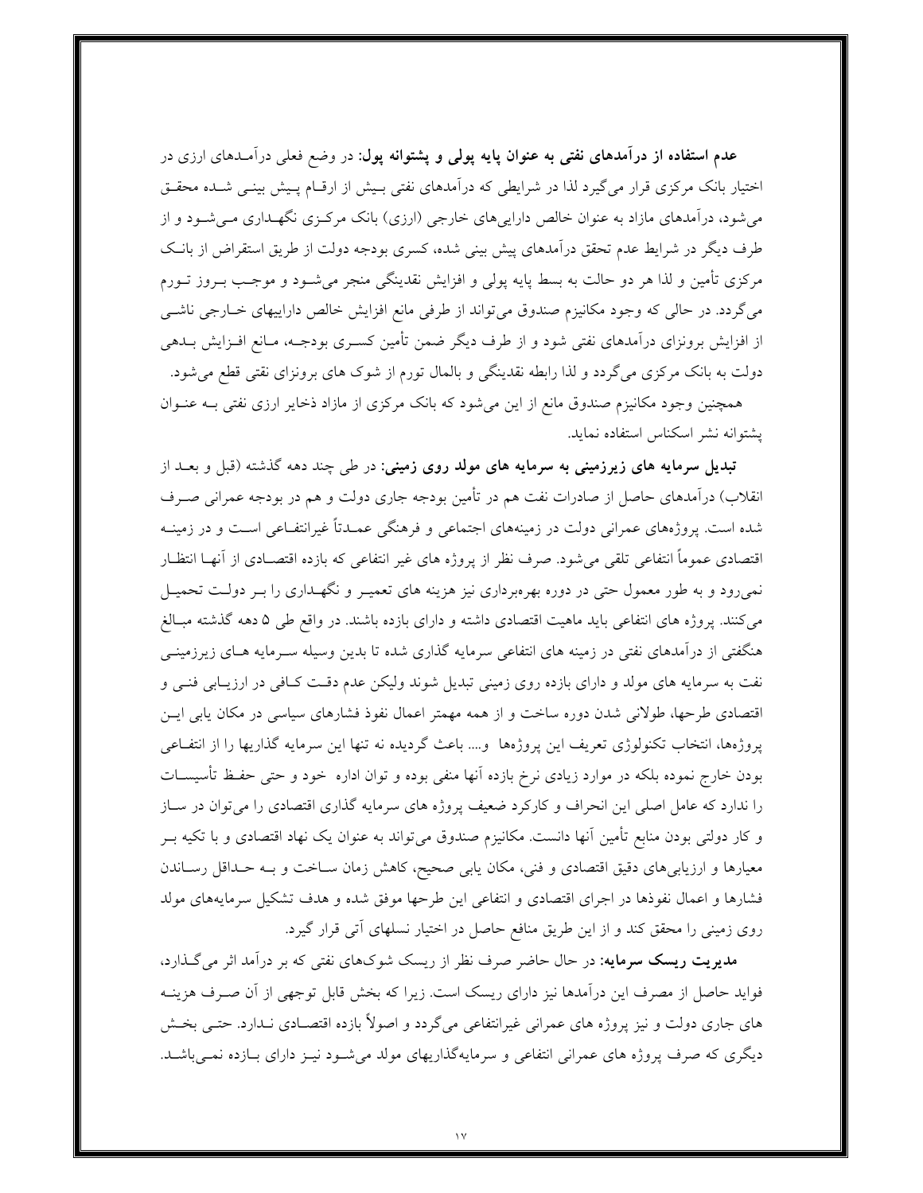**عدم استفاده از درآمدهای نفتی به عنوان پایه پولی و پشتوانه پول:** در وضع فعلی درآمـدهای ارزی در اختیار بانک مرکزی قرار می‌گیرد لذا در شرایطی که درآمدهای نفتی بـیش از ارقـام پـیش بینـی شـده محقـق می‌شود، درآمدهای مازاد به عنوان خالص دارایی‌های خارجی (ارزی) بانک مرکـزی نگهـداری مـی‌شـود و از طرف دیگر در شرایط عدم تحقق درآمدهای پیش بینی شده، کسری بودجه دولت از طریق استقراض از بانـک مرکزی تأمین و لذا هر دو حالت به بسط پایه پولی و افزایش نقدینگی منجر می‌شـود و موجـب بـروز تـورم می‌گردد. در حالی که وجود مکانیزم صندوق می‌تواند از طرفی مانع افزایش خالص داراییهای خـارجی ناشـی از افزایش برونزای درآمدهای نفتی شود و از طرف دیگر ضمن تأمین کسـری بودجـه، مـانع افـزایش بـدهی دولت به بانک مرکزی می‌گردد و لذا رابطه نقدینگی و بالمال تورم از شوک های برونزای نفتی قطع می‌شود.

همچنین وجود مکانیزم صندوق مانع از این می‌شود که بانک مرکزی از مازاد ذخایر ارزی نفتی بـه عنـوان پشتوانه نشر اسکناس استفاده نماید.

**تبدیل سرمایه های زیرزمینی به سرمایه های مولد روی زمینی:** در طی چند دهه گذشته (قبل و بعـد از انقلاب) درآمدهای حاصل از صادرات نفت هم در تأمین بودجه جاری دولت و هم در بودجه عمرانی صـرف شده است. پروژه‌های عمرانی دولت در زمینه‌های اجتماعی و فرهنگی عمـدتاً غیرانتفـاعی اسـت و در زمینـه اقتصادی عموماً انتفاعی تلقی می‌شود. صرف نظر از پروژه های غیر انتفاعی که بازده اقتصـادی از آنهـا انتظـار نمی‌رود و به طور معمول حتی در دوره بهره‌برداری نیز هزینه های تعمیـر و نگهـداری را بـر دولـت تحمیـل می‌کنند. پروژه های انتفاعی باید ماهیت اقتصادی داشته و دارای بازده باشند. در واقع طی ۵ دهه گذشته مبـالغ هنگفتی از درآمدهای نفتی در زمینه های انتفاعی سرمایه گذاری شده تا بدین وسیله سـرمایه هـای زیرزمینـی نفت به سرمایه های مولد و دارای بازده روی زمینی تبدیل شوند ولیکن عدم دقـت کـافی در ارزیـابی فنـی و اقتصادی طرحها، طولانی شدن دوره ساخت و از همه مهمتر اعمال نفوذ فشارهای سیاسی در مکان یابی ایـن پروژه‌ها، انتخاب تکنولوژی تعریف این پروژه‌ها و.... باعث گردیده نه تنها این سرمایه گذاریها را از انتفـاعی بودن خارج نموده بلکه در موارد زیادی نرخ بازده آنها منفی بوده و توان اداره خود و حتی حفـظ تأسیسـات را ندارد که عامل اصلی این انحراف و کارکرد ضعیف پروژه های سرمایه گذاری اقتصادی را می‌توان در سـاز و کار دولتی بودن منابع تأمین آنها دانست. مکانیزم صندوق می‌تواند به عنوان یک نهاد اقتصادی و با تکیه بـر معیارها و ارزیابی‌های دقیق اقتصادی و فنی، مکان یابی صحیح، کاهش زمان سـاخت و بـه حـداقل رسـاندن فشارها و اعمال نفوذها در اجرای اقتصادی و انتفاعی این طرحها موفق شده و هدف تشکیل سرمایه‌های مولد روی زمینی را محقق کند و از این طریق منافع حاصل در اختیار نسلهای آتی قرار گیرد.

**مدیریت ریسک سرمایه:** در حال حاضر صرف نظر از ریسک شوک‌های نفتی که بر درآمد اثر می‌گـذارد، فواید حاصل از مصرف این درآمدها نیز دارای ریسک است. زیرا که بخش قابل توجهی از آن صـرف هزینـه های جاری دولت و نیز پروژه های عمرانی غیرانتفاعی می‌گردد و اصولاً بازده اقتصـادی نـدارد. حتـی بخـش دیگری که صرف پروژه های عمرانی انتفاعی و سرمایه‌گذاریهای مولد می‌شـود نیـز دارای بـازده نمـی‌باشـد.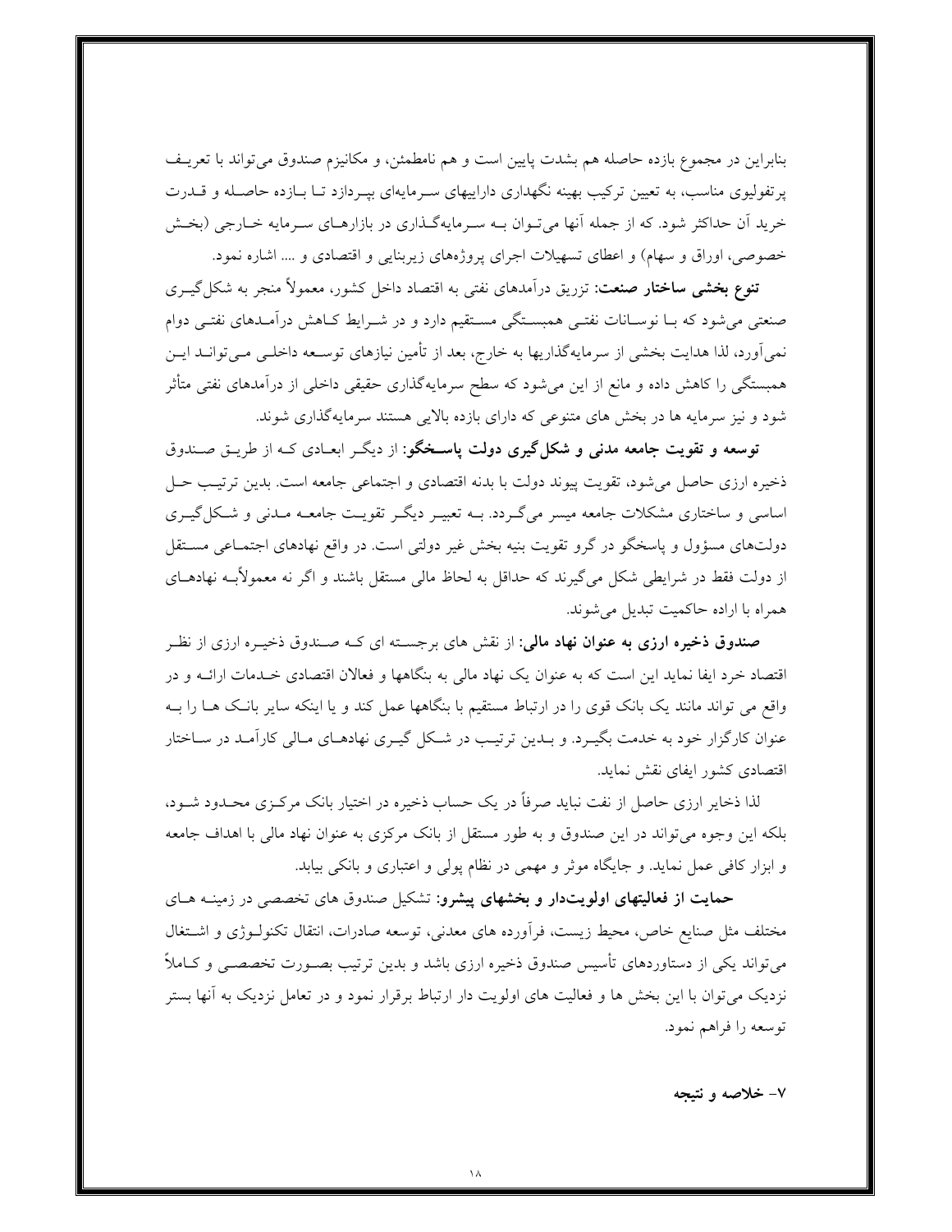بنابراین در مجموع بازده حاصله هم بشدت پایین است و هم نامطمئن، و مکانیزم صندوق می‌تواند با تعریف پرتفولیوی مناسب، به تعیین ترکیب بهینه نگهداری داراییهای سرمایه‌ای بپردازد تا بازده حاصله و قدرت خرید آن حداکثر شود. که از جمله آنها می‌توان به سرمایه‌گذاری در بازارهای سرمایه خارجی (بخش خصوصی، اوراق و سهام) و اعطای تسهیلات اجرای پروژه‌های زیربنایی و اقتصادی و .... اشاره نمود.

**تنوع بخشی ساختار صنعت:** تزریق درآمدهای نفتی به اقتصاد داخل کشور، معمولاً منجر به شکل‌گیری صنعتی می‌شود که با نوسانات نفتی همبستگی مستقیم دارد و در شرایط کاهش درآمدهای نفتی دوام نمی‌آورد، لذا هدایت بخشی از سرمایه‌گذاریها به خارج، بعد از تأمین نیازهای توسعه داخلی می‌تواند این همبستگی را کاهش داده و مانع از این می‌شود که سطح سرمایه‌گذاری حقیقی داخلی از درآمدهای نفتی متأثر شود و نیز سرمایه ها در بخش های متنوعی که دارای بازده بالایی هستند سرمایه‌گذاری شوند.

**توسعه و تقویت جامعه مدنی و شکل‌گیری دولت پاسخگو:** از دیگر ابعادی که از طریق صندوق ذخیره ارزی حاصل می‌شود، تقویت پیوند دولت با بدنه اقتصادی و اجتماعی جامعه است. بدین ترتیب حل اساسی و ساختاری مشکلات جامعه میسر می‌گردد. به تعبیر دیگر تقویت جامعه مدنی و شکل‌گیری دولت‌های مسؤول و پاسخگو در گرو تقویت بنیه بخش غیر دولتی است. در واقع نهادهای اجتماعی مستقل از دولت فقط در شرایطی شکل می‌گیرند که حداقل به لحاظ مالی مستقل باشند و اگر نه معمولاًبه نهادهای همراه با اراده حاکمیت تبدیل می‌شوند.

**صندوق ذخیره ارزی به عنوان نهاد مالی:** از نقش های برجسته ای که صندوق ذخیره ارزی از نظر اقتصاد خرد ایفا نماید این است که به عنوان یک نهاد مالی به بنگاهها و فعالان اقتصادی خدمات ارائه و در واقع می تواند مانند یک بانک قوی را در ارتباط مستقیم با بنگاهها عمل کند و یا اینکه سایر بانک ها را به عنوان کارگزار خود به خدمت بگیرد. و بدین ترتیب در شکل گیری نهادهای مالی کارآمد در ساختار اقتصادی کشور ایفای نقش نماید.

لذا ذخایر ارزی حاصل از نفت نباید صرفاً در یک حساب ذخیره در اختیار بانک مرکزی محدود شود، بلکه این وجوه می‌تواند در این صندوق و به طور مستقل از بانک مرکزی به عنوان نهاد مالی با اهداف جامعه و ابزار کافی عمل نماید. و جایگاه موثر و مهمی در نظام پولی و اعتباری و بانکی بیابد.

**حمایت از فعالیتهای اولویت‌دار و بخشهای پیشرو:** تشکیل صندوق های تخصصی در زمینه های مختلف مثل صنایع خاص، محیط زیست، فرآورده های معدنی، توسعه صادرات، انتقال تکنولوژی و اشتغال می‌تواند یکی از دستاوردهای تأسیس صندوق ذخیره ارزی باشد و بدین ترتیب بصورت تخصصی و کاملاً نزدیک می‌توان با این بخش ها و فعالیت های اولویت دار ارتباط برقرار نمود و در تعامل نزدیک به آنها بستر توسعه را فراهم نمود.

## ۷- خلاصه و نتیجه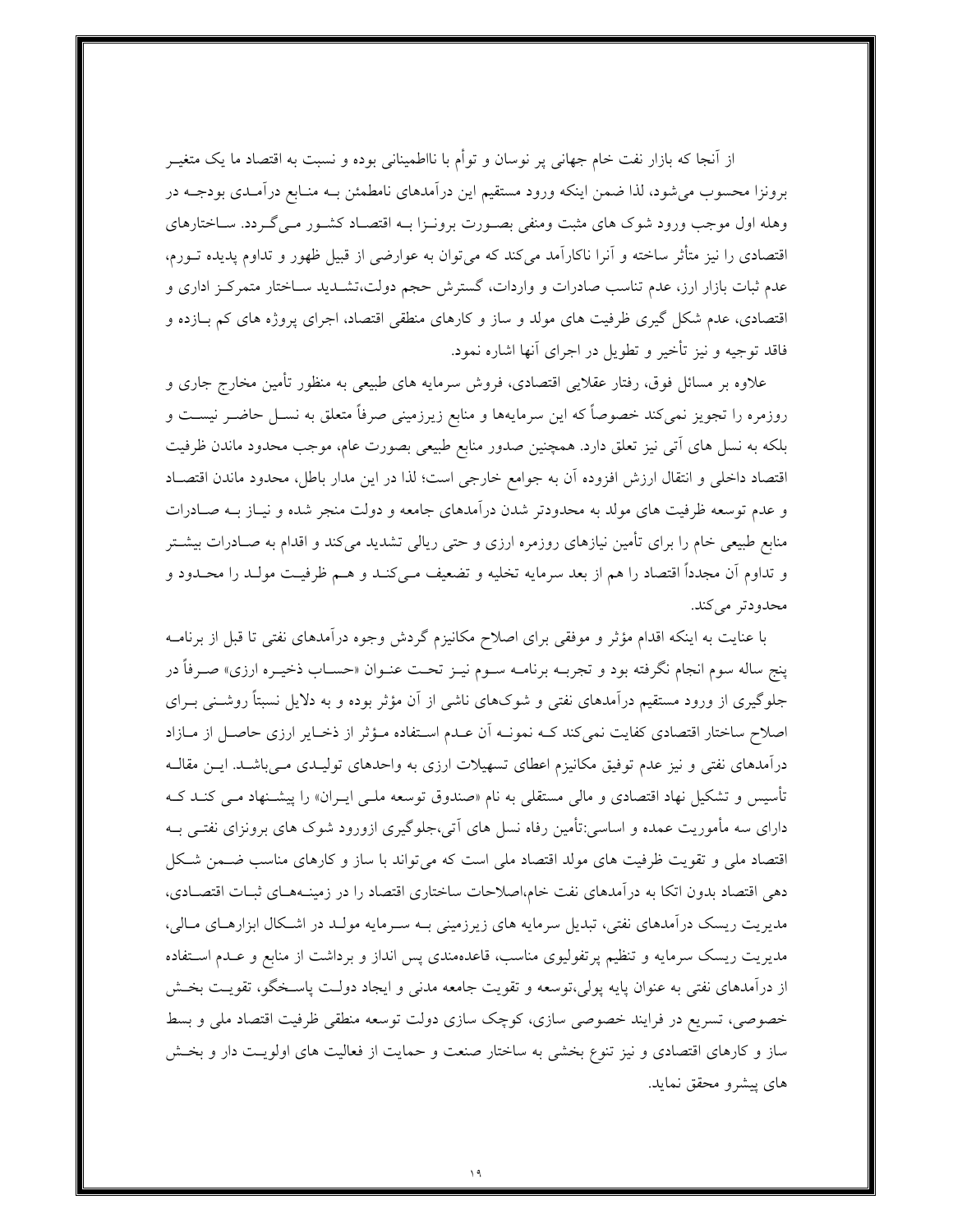از آنجا که بازار نفت خام جهانی پر نوسان و توأم با نااطمینانی بوده و نسبت به اقتصاد ما یک متغیر برونزا محسوب می‌شود، لذا ضمن اینکه ورود مستقیم این درآمدهای نامطمئن به منابع درآمدی بودجه در وهله اول موجب ورود شوک های مثبت ومنفی بصورت برونزا به اقتصاد کشور می‌گردد. ساختارهای اقتصادی را نیز متأثر ساخته و آنرا ناکارآمد می‌کند که می‌توان به عوارضی از قبیل ظهور و تداوم پدیده تورم، عدم ثبات بازار ارز، عدم تناسب صادرات و واردات، گسترش حجم دولت،تشدید ساختار متمرکز اداری و اقتصادی، عدم شکل گیری ظرفیت های مولد و ساز و کارهای منطقی اقتصاد، اجرای پروژه های کم بازده و فاقد توجیه و نیز تأخیر و تطویل در اجرای آنها اشاره نمود.

علاوه بر مسائل فوق، رفتار عقلایی اقتصادی، فروش سرمایه های طبیعی به منظور تأمین مخارج جاری و روزمره را تجویز نمی‌کند خصوصاً که این سرمایه‌ها و منابع زیرزمینی صرفاً متعلق به نسل حاضر نیست و بلکه به نسل های آتی نیز تعلق دارد. همچنین صدور منابع طبیعی بصورت عام، موجب محدود ماندن ظرفیت اقتصاد داخلی و انتقال ارزش افزوده آن به جوامع خارجی است؛ لذا در این مدار باطل، محدود ماندن اقتصاد و عدم توسعه ظرفیت های مولد به محدودتر شدن درآمدهای جامعه و دولت منجر شده و نیاز به صادرات منابع طبیعی خام را برای تأمین نیازهای روزمره ارزی و حتی ریالی تشدید می‌کند و اقدام به صادرات بیشتر و تداوم آن مجدداً اقتصاد را هم از بعد سرمایه تخلیه و تضعیف می‌کند و هم ظرفیت مولد را محدود و محدودتر می‌کند.

با عنایت به اینکه اقدام مؤثر و موفقی برای اصلاح مکانیزم گردش وجوه درآمدهای نفتی تا قبل از برنامه پنج ساله سوم انجام نگرفته بود و تجربه برنامه سوم نیز تحت عنوان «حساب ذخیره ارزی» صرفاً در جلوگیری از ورود مستقیم درآمدهای نفتی و شوک‌های ناشی از آن مؤثر بوده و به دلایل نسبتاً روشنی برای اصلاح ساختار اقتصادی کفایت نمی‌کند که نمونه آن عدم استفاده مؤثر از ذخایر ارزی حاصل از مازاد درآمدهای نفتی و نیز عدم توفیق مکانیزم اعطای تسهیلات ارزی به واحدهای تولیدی می‌باشد. این مقاله تأسیس و تشکیل نهاد اقتصادی و مالی مستقلی به نام «صندوق توسعه ملی ایران» را پیشنهاد می کند که دارای سه مأموریت عمده و اساسی:تأمین رفاه نسل های آتی،جلوگیری ازورود شوک های برونزای نفتی به اقتصاد ملی و تقویت ظرفیت های مولد اقتصاد ملی است که می‌تواند با ساز و کارهای مناسب ضمن شکل دهی اقتصاد بدون اتکا به درآمدهای نفت خام،اصلاحات ساختاری اقتصاد را در زمینه‌های ثبات اقتصادی، مدیریت ریسک درآمدهای نفتی، تبدیل سرمایه های زیرزمینی به سرمایه مولد در اشکال ابزارهای مالی، مدیریت ریسک سرمایه و تنظیم پرتفولیوی مناسب، قاعده‌مندی پس انداز و برداشت از منابع و عدم استفاده از درآمدهای نفتی به عنوان پایه پولی،توسعه و تقویت جامعه مدنی و ایجاد دولت پاسخگو، تقویت بخش خصوصی، تسریع در فرایند خصوصی سازی، کوچک سازی دولت توسعه منطقی ظرفیت اقتصاد ملی و بسط ساز و کارهای اقتصادی و نیز تنوع بخشی به ساختار صنعت و حمایت از فعالیت های اولویت دار و بخش های پیشرو محقق نماید.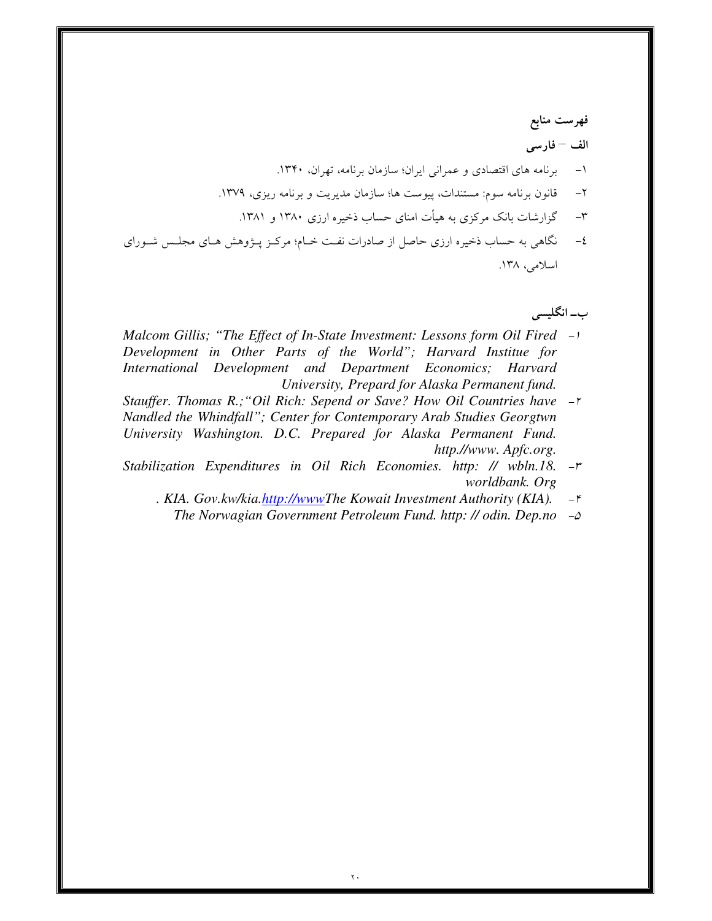## فهرست منابع

### الف – فارسی

۱- برنامه های اقتصادی و عمرانی ایران؛ سازمان برنامه، تهران، ۱۳۴۰.

۲- قانون برنامه سوم: مستندات، پیوست ها؛ سازمان مدیریت و برنامه ریزی، ۱۳۷۹.

۳- گزارشات بانک مرکزی به هیأت امنای حساب ذخیره ارزی ۱۳۸۰ و ۱۳۸۱.

٤- نگاهی به حساب ذخیره ارزی حاصل از صادرات نفت خام؛ مرکز پژوهش های مجلس شورای اسلامی، ۱۳۸.

### ب– انگلیسی

۱- *Malcom Gillis; "The Effect of In-State Investment: Lessons form Oil Fired Development in Other Parts of the World"; Harvard Institue for International Development and Department Economics; Harvard University, Prepard for Alaska Permanent fund.*

۲- *Stauffer. Thomas R.;"Oil Rich: Sepend or Save? How Oil Countries have Nandled the Whindfall"; Center for Contemporary Arab Studies Georgtwn University Washington. D.C. Prepared for Alaska Permanent Fund. http.//www. Apfc.org.*

۳- *Stabilization Expenditures in Oil Rich Economies. http: // wbln.18. worldbank. Org*

۴- *. KIA. Gov.kw/kia.http://wwwThe Kowait Investment Authority (KIA).*

۵- *The Norwagian Government Petroleum Fund. http: // odin. Dep.no*